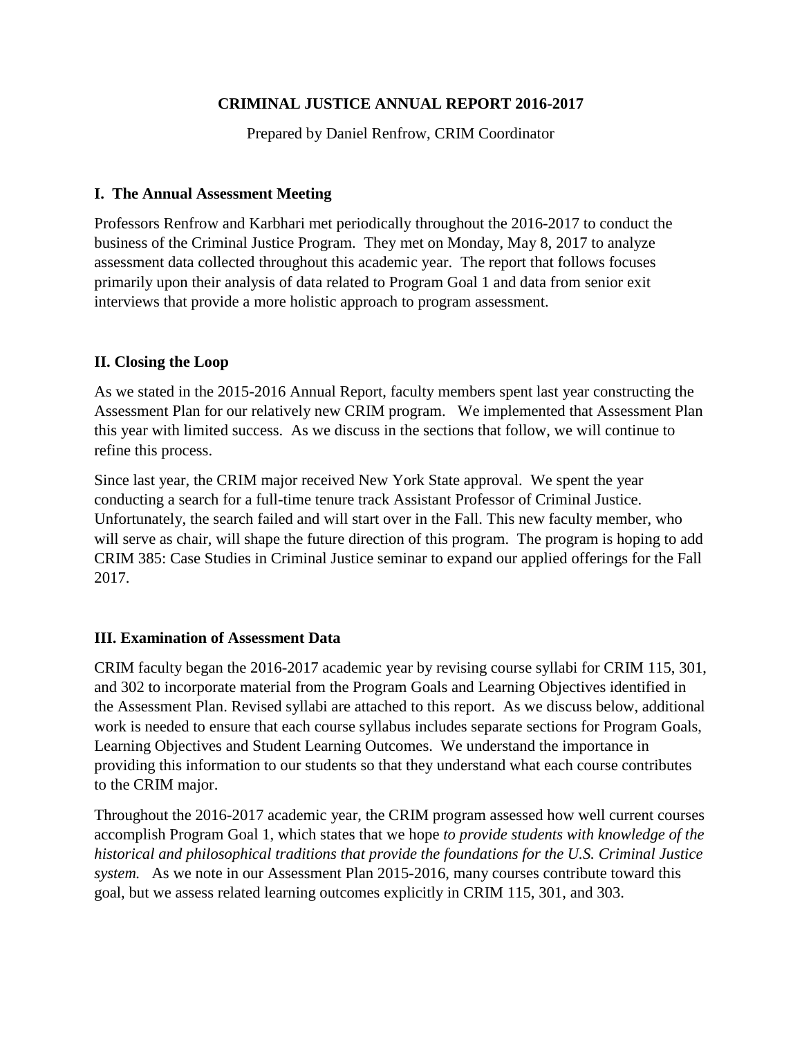# CRIMINAL JUSTICE ANNUAL REPORT 2016-2017

Prepared by Daniel Renfrow, CRIM Coordinator

## I. The Annual Assessment Meeting

Professors Renfrow and Karbhari met periodically throughout the 2016-2017 to conduct the business of the Criminal Justice Program. They met on Monday, May 8, 2017 to analyze assessment data collected throughout this academic year. The report that follows focuses primarily upon their analysis of data related to Program Goal 1 and data from senior exit interviews that provide a more holistic approach to program assessment.

## II. Closing the Loop

As we stated in the 2015-2016 Annual Report, faculty members spent last year constructing the Assessment Plan for our relatively new CRIM program. We implemented that Assessment Plan this year with limited success. As we discuss in the sections that follow, we will continue to refine this process.

Since last year, the CRIM major received New York State approval. We spent the year conducting a search for a full-time tenure track Assistant Professor of Criminal Justice. Unfortunately, the search failed and will start over in the Fall. This new faculty member, who will serve as chair, will shape the future direction of this program. The program is hoping to add CRIM 385: Case Studies in Criminal Justice seminar to expand our applied offerings for the Fall 2017.

## III. Examination of Assessment Data

CRIM faculty began the 2016-2017 academic year by revising course syllabi for CRIM 115, 301, and 302 to incorporate material from the Program Goals and Learning Objectives identified in the Assessment Plan. Revised syllabi are attached to this report. As we discuss below, additional work is needed to ensure that each course syllabus includes separate sections for Program Goals, Learning Objectives and Student Learning Outcomes. We understand the importance in providing this information to our students so that they understand what each course contributes to the CRIM major.

Throughout the 2016-2017 academic year, the CRIM program assessed how well current courses accomplish Program Goal 1, which states that we hope *to provide students with knowledge of the historical and philosophical traditions that provide the foundations for the U.S. Criminal Justice system.* As we note in our Assessment Plan 2015-2016, many courses contribute toward this goal, but we assess related learning outcomes explicitly in CRIM 115, 301, and 303.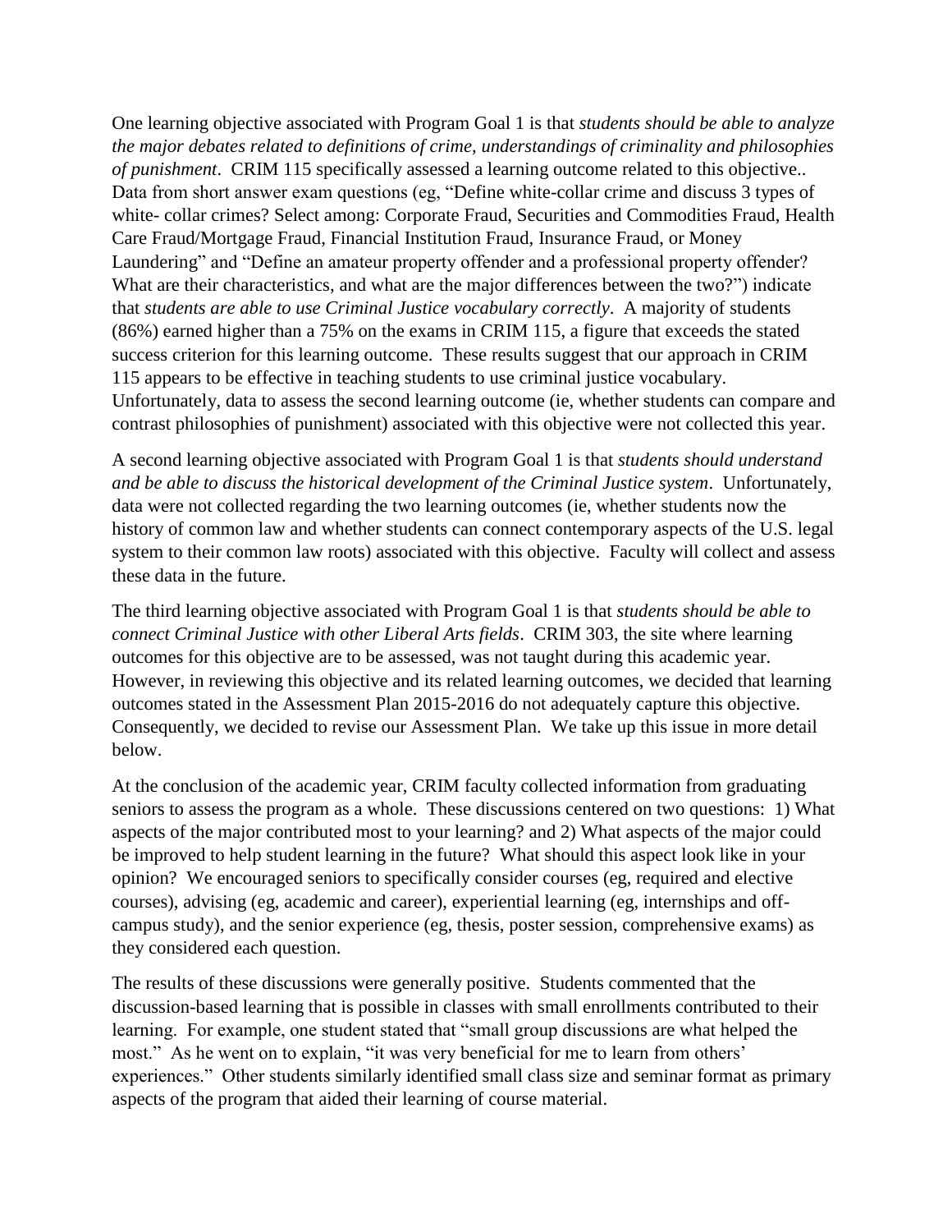One learning objective associated with Program Goal 1 is that *students should be able to analyze the major debates related to definitions of crime, understandings of criminality and philosophies of punishment*. CRIM 115 specifically assessed a learning outcome related to this objective.. Data from short answer exam questions (eg, "Define white-collar crime and discuss 3 types of white- collar crimes? Select among: Corporate Fraud, Securities and Commodities Fraud, Health Care Fraud/Mortgage Fraud, Financial Institution Fraud, Insurance Fraud, or Money Laundering" and "Define an amateur property offender and a professional property offender? What are their characteristics, and what are the major differences between the two?") indicate that *students are able to use Criminal Justice vocabulary correctly*. A majority of students (86%) earned higher than a 75% on the exams in CRIM 115, a figure that exceeds the stated success criterion for this learning outcome. These results suggest that our approach in CRIM 115 appears to be effective in teaching students to use criminal justice vocabulary. Unfortunately, data to assess the second learning outcome (ie, whether students can compare and contrast philosophies of punishment) associated with this objective were not collected this year.

A second learning objective associated with Program Goal 1 is that *students should understand and be able to discuss the historical development of the Criminal Justice system*. Unfortunately, data were not collected regarding the two learning outcomes (ie, whether students now the history of common law and whether students can connect contemporary aspects of the U.S. legal system to their common law roots) associated with this objective. Faculty will collect and assess these data in the future.

The third learning objective associated with Program Goal 1 is that *students should be able to connect Criminal Justice with other Liberal Arts fields*. CRIM 303, the site where learning outcomes for this objective are to be assessed, was not taught during this academic year. However, in reviewing this objective and its related learning outcomes, we decided that learning outcomes stated in the Assessment Plan 2015-2016 do not adequately capture this objective. Consequently, we decided to revise our Assessment Plan. We take up this issue in more detail below.

At the conclusion of the academic year, CRIM faculty collected information from graduating seniors to assess the program as a whole. These discussions centered on two questions: 1) What aspects of the major contributed most to your learning? and 2) What aspects of the major could be improved to help student learning in the future? What should this aspect look like in your opinion? We encouraged seniors to specifically consider courses (eg, required and elective courses), advising (eg, academic and career), experiential learning (eg, internships and off-campus study), and the senior experience (eg, thesis, poster session, comprehensive exams) as they considered each question.

The results of these discussions were generally positive. Students commented that the discussion-based learning that is possible in classes with small enrollments contributed to their learning. For example, one student stated that "small group discussions are what helped the most." As he went on to explain, "it was very beneficial for me to learn from others' experiences." Other students similarly identified small class size and seminar format as primary aspects of the program that aided their learning of course material.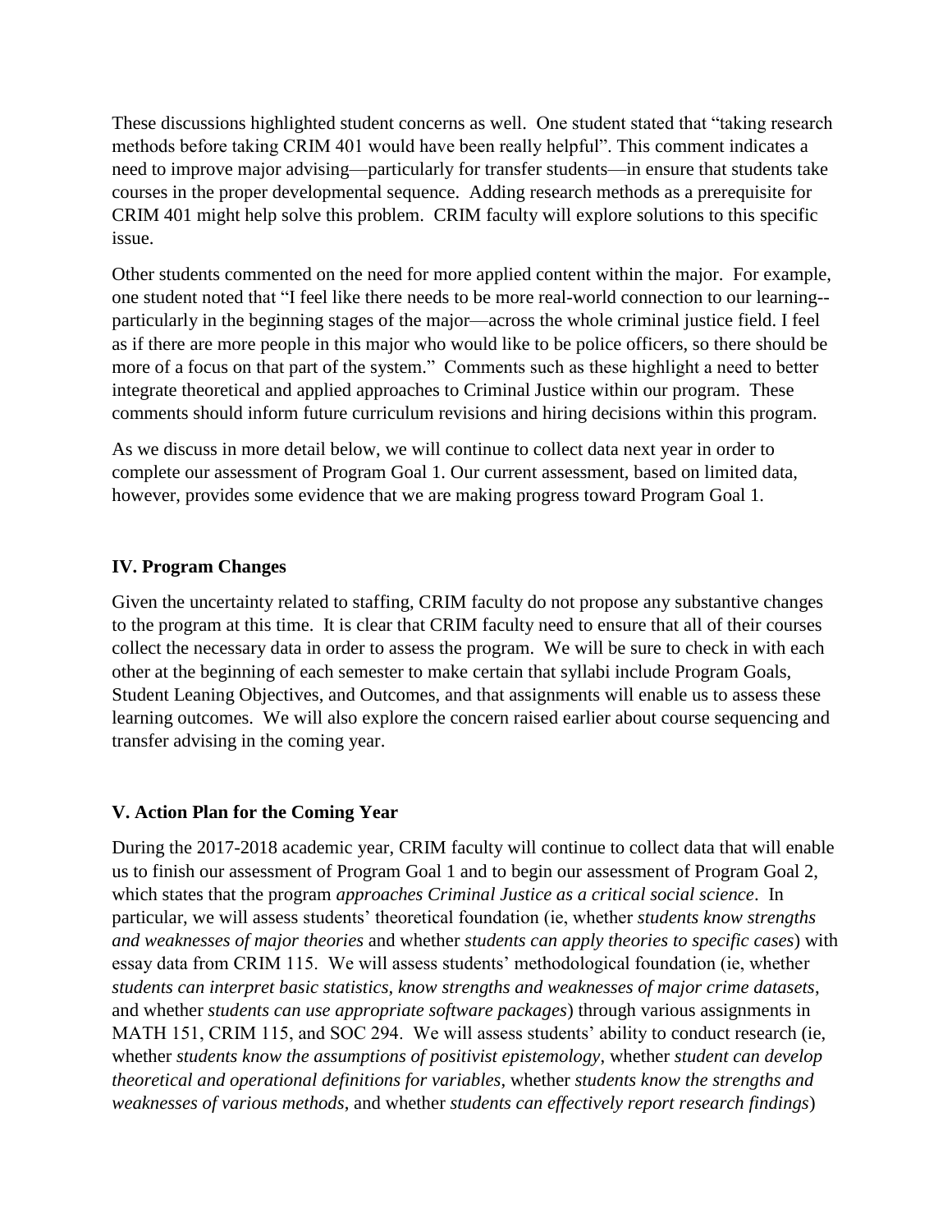These discussions highlighted student concerns as well. One student stated that "taking research methods before taking CRIM 401 would have been really helpful". This comment indicates a need to improve major advising—particularly for transfer students—in ensure that students take courses in the proper developmental sequence. Adding research methods as a prerequisite for CRIM 401 might help solve this problem. CRIM faculty will explore solutions to this specific issue.

Other students commented on the need for more applied content within the major. For example, one student noted that "I feel like there needs to be more real-world connection to our learning--particularly in the beginning stages of the major—across the whole criminal justice field. I feel as if there are more people in this major who would like to be police officers, so there should be more of a focus on that part of the system." Comments such as these highlight a need to better integrate theoretical and applied approaches to Criminal Justice within our program. These comments should inform future curriculum revisions and hiring decisions within this program.

As we discuss in more detail below, we will continue to collect data next year in order to complete our assessment of Program Goal 1. Our current assessment, based on limited data, however, provides some evidence that we are making progress toward Program Goal 1.

## IV. Program Changes

Given the uncertainty related to staffing, CRIM faculty do not propose any substantive changes to the program at this time. It is clear that CRIM faculty need to ensure that all of their courses collect the necessary data in order to assess the program. We will be sure to check in with each other at the beginning of each semester to make certain that syllabi include Program Goals, Student Leaning Objectives, and Outcomes, and that assignments will enable us to assess these learning outcomes. We will also explore the concern raised earlier about course sequencing and transfer advising in the coming year.

## V. Action Plan for the Coming Year

During the 2017-2018 academic year, CRIM faculty will continue to collect data that will enable us to finish our assessment of Program Goal 1 and to begin our assessment of Program Goal 2, which states that the program *approaches Criminal Justice as a critical social science*. In particular, we will assess students' theoretical foundation (ie, whether *students know strengths and weaknesses of major theories* and whether *students can apply theories to specific cases*) with essay data from CRIM 115. We will assess students' methodological foundation (ie, whether *students can interpret basic statistics, know strengths and weaknesses of major crime datasets*, and whether *students can use appropriate software packages*) through various assignments in MATH 151, CRIM 115, and SOC 294. We will assess students' ability to conduct research (ie, whether *students know the assumptions of positivist epistemology*, whether *student can develop theoretical and operational definitions for variables*, whether *students know the strengths and weaknesses of various methods*, and whether *students can effectively report research findings*)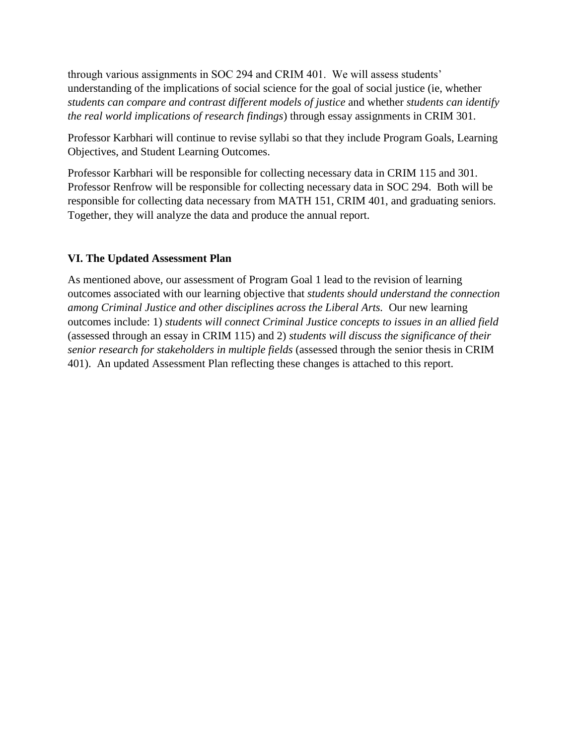through various assignments in SOC 294 and CRIM 401. We will assess students' understanding of the implications of social science for the goal of social justice (ie, whether *students can compare and contrast different models of justice* and whether *students can identify the real world implications of research findings*) through essay assignments in CRIM 301.

Professor Karbhari will continue to revise syllabi so that they include Program Goals, Learning Objectives, and Student Learning Outcomes.

Professor Karbhari will be responsible for collecting necessary data in CRIM 115 and 301. Professor Renfrow will be responsible for collecting necessary data in SOC 294. Both will be responsible for collecting data necessary from MATH 151, CRIM 401, and graduating seniors. Together, they will analyze the data and produce the annual report.

## VI. The Updated Assessment Plan

As mentioned above, our assessment of Program Goal 1 lead to the revision of learning outcomes associated with our learning objective that *students should understand the connection among Criminal Justice and other disciplines across the Liberal Arts.* Our new learning outcomes include: 1) *students will connect Criminal Justice concepts to issues in an allied field* (assessed through an essay in CRIM 115) and 2) *students will discuss the significance of their senior research for stakeholders in multiple fields* (assessed through the senior thesis in CRIM 401). An updated Assessment Plan reflecting these changes is attached to this report.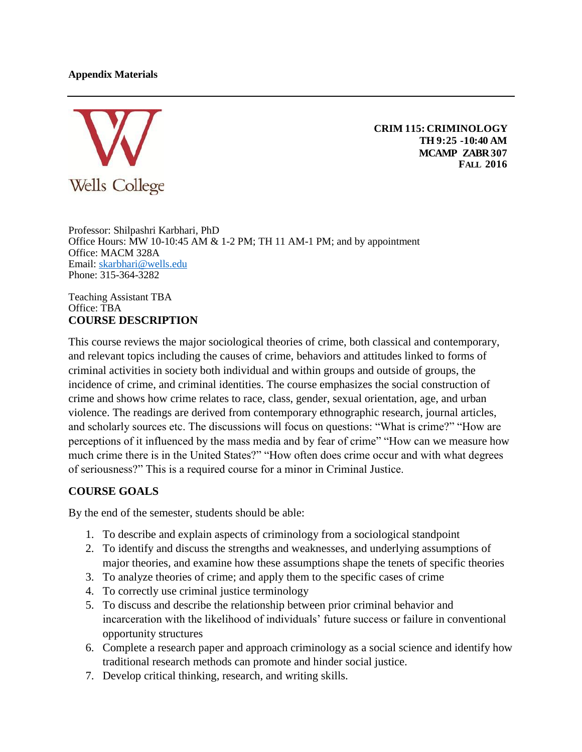**Appendix Materials**

---

Wells College

**CRIM 115: CRIMINOLOGY**
**TH 9:25 -10:40 AM**
**MCAMP ZABR 307**
**FALL 2016**

Professor: Shilpashri Karbhari, PhD
Office Hours: MW 10-10:45 AM & 1-2 PM; TH 11 AM-1 PM; and by appointment
Office: MACM 328A
Email: skarbhari@wells.edu
Phone: 315-364-3282

Teaching Assistant TBA
Office: TBA

**COURSE DESCRIPTION**

This course reviews the major sociological theories of crime, both classical and contemporary, and relevant topics including the causes of crime, behaviors and attitudes linked to forms of criminal activities in society both individual and within groups and outside of groups, the incidence of crime, and criminal identities. The course emphasizes the social construction of crime and shows how crime relates to race, class, gender, sexual orientation, age, and urban violence. The readings are derived from contemporary ethnographic research, journal articles, and scholarly sources etc. The discussions will focus on questions: "What is crime?" "How are perceptions of it influenced by the mass media and by fear of crime" "How can we measure how much crime there is in the United States?" "How often does crime occur and with what degrees of seriousness?" This is a required course for a minor in Criminal Justice.

**COURSE GOALS**

By the end of the semester, students should be able:

1. To describe and explain aspects of criminology from a sociological standpoint
2. To identify and discuss the strengths and weaknesses, and underlying assumptions of major theories, and examine how these assumptions shape the tenets of specific theories
3. To analyze theories of crime; and apply them to the specific cases of crime
4. To correctly use criminal justice terminology
5. To discuss and describe the relationship between prior criminal behavior and incarceration with the likelihood of individuals' future success or failure in conventional opportunity structures
6. Complete a research paper and approach criminology as a social science and identify how traditional research methods can promote and hinder social justice.
7. Develop critical thinking, research, and writing skills.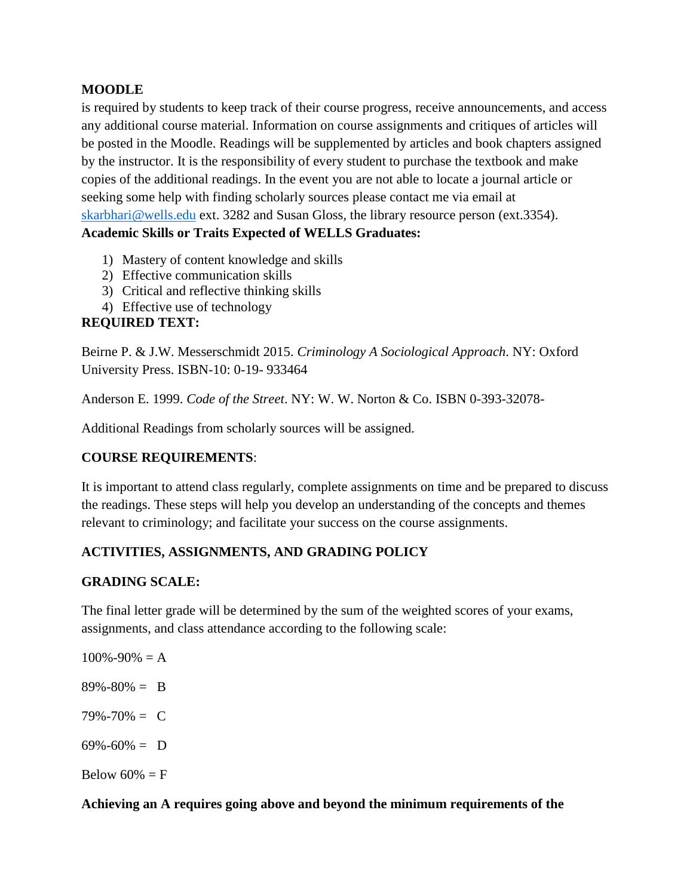**MOODLE**

is required by students to keep track of their course progress, receive announcements, and access any additional course material. Information on course assignments and critiques of articles will be posted in the Moodle. Readings will be supplemented by articles and book chapters assigned by the instructor. It is the responsibility of every student to purchase the textbook and make copies of the additional readings. In the event you are not able to locate a journal article or seeking some help with finding scholarly sources please contact me via email at [skarbhari@wells.edu](mailto:skarbhari@wells.edu) ext. 3282 and Susan Gloss, the library resource person (ext.3354).

**Academic Skills or Traits Expected of WELLS Graduates:**

1) Mastery of content knowledge and skills
2) Effective communication skills
3) Critical and reflective thinking skills
4) Effective use of technology

**REQUIRED TEXT:**

Beirne P. & J.W. Messerschmidt 2015. *Criminology A Sociological Approach*. NY: Oxford University Press. ISBN-10: 0-19- 933464

Anderson E. 1999. *Code of the Street*. NY: W. W. Norton & Co. ISBN 0-393-32078-

Additional Readings from scholarly sources will be assigned.

**COURSE REQUIREMENTS**:

It is important to attend class regularly, complete assignments on time and be prepared to discuss the readings. These steps will help you develop an understanding of the concepts and themes relevant to criminology; and facilitate your success on the course assignments.

**ACTIVITIES, ASSIGNMENTS, AND GRADING POLICY**

**GRADING SCALE:**

The final letter grade will be determined by the sum of the weighted scores of your exams, assignments, and class attendance according to the following scale:

100%-90% = A

89%-80% = B

79%-70% = C

69%-60% = D

Below 60% = F

**Achieving an A requires going above and beyond the minimum requirements of the**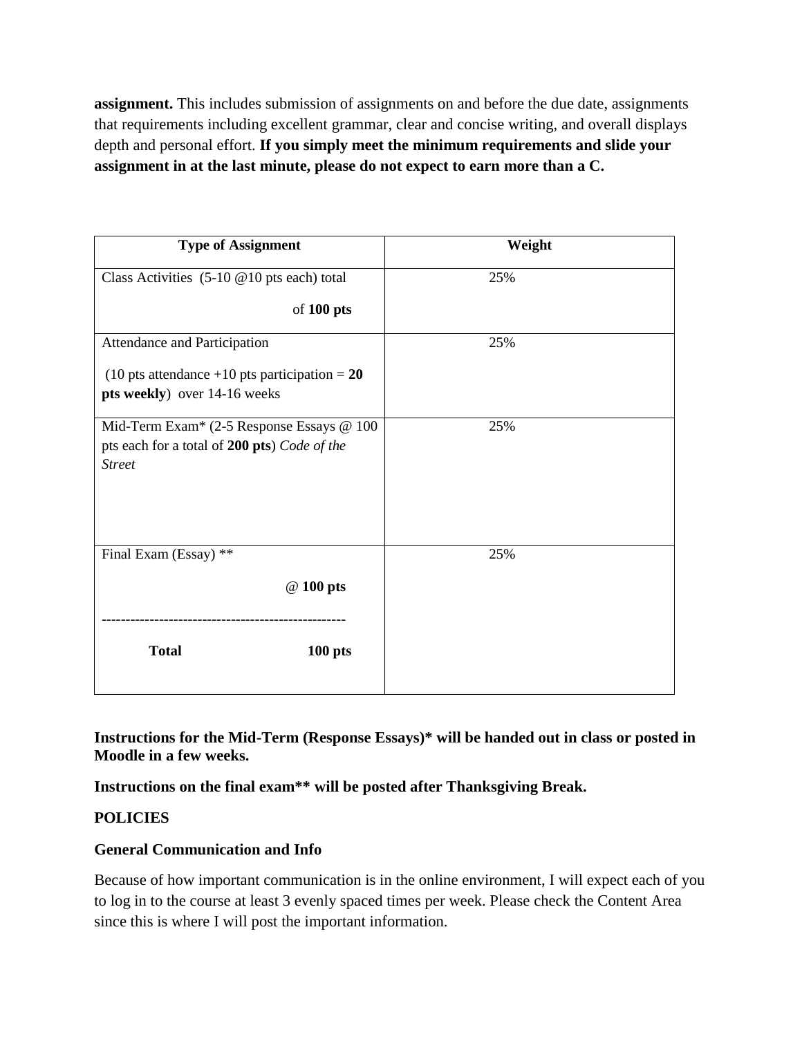**assignment.** This includes submission of assignments on and before the due date, assignments that requirements including excellent grammar, clear and concise writing, and overall displays depth and personal effort. **If you simply meet the minimum requirements and slide your assignment in at the last minute, please do not expect to earn more than a C.**

| Type of Assignment | Weight |
|---|---|
| Class Activities (5-10 @10 pts each) total of **100 pts** | 25% |
| Attendance and Participation (10 pts attendance +10 pts participation = **20 pts weekly**) over 14-16 weeks | 25% |
| Mid-Term Exam* (2-5 Response Essays @ 100 pts each for a total of **200 pts**) *Code of the Street* | 25% |
| Final Exam (Essay) ** @ **100 pts** | 25% |
| **Total** **100 pts** | |

**Instructions for the Mid-Term (Response Essays)* will be handed out in class or posted in Moodle in a few weeks.**

**Instructions on the final exam** will be posted after Thanksgiving Break.**

## POLICIES

### General Communication and Info

Because of how important communication is in the online environment, I will expect each of you to log in to the course at least 3 evenly spaced times per week. Please check the Content Area since this is where I will post the important information.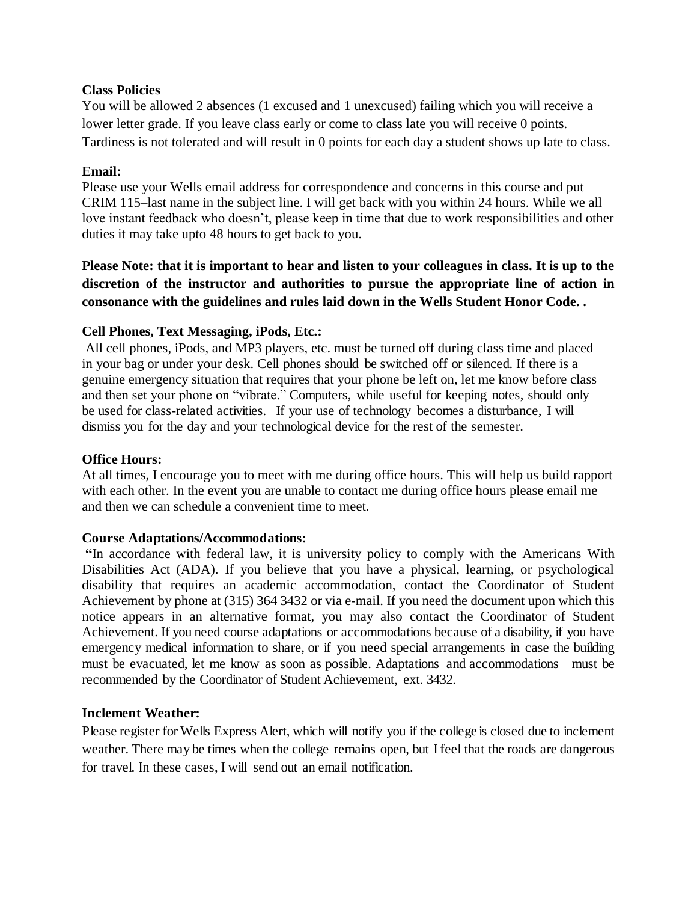**Class Policies**

You will be allowed 2 absences (1 excused and 1 unexcused) failing which you will receive a lower letter grade. If you leave class early or come to class late you will receive 0 points. Tardiness is not tolerated and will result in 0 points for each day a student shows up late to class.

**Email:**

Please use your Wells email address for correspondence and concerns in this course and put CRIM 115–last name in the subject line. I will get back with you within 24 hours. While we all love instant feedback who doesn't, please keep in time that due to work responsibilities and other duties it may take upto 48 hours to get back to you.

**Please Note: that it is important to hear and listen to your colleagues in class. It is up to the discretion of the instructor and authorities to pursue the appropriate line of action in consonance with the guidelines and rules laid down in the Wells Student Honor Code. .**

**Cell Phones, Text Messaging, iPods, Etc.:**

All cell phones, iPods, and MP3 players, etc. must be turned off during class time and placed in your bag or under your desk. Cell phones should be switched off or silenced. If there is a genuine emergency situation that requires that your phone be left on, let me know before class and then set your phone on "vibrate." Computers, while useful for keeping notes, should only be used for class-related activities. If your use of technology becomes a disturbance, I will dismiss you for the day and your technological device for the rest of the semester.

**Office Hours:**

At all times, I encourage you to meet with me during office hours. This will help us build rapport with each other. In the event you are unable to contact me during office hours please email me and then we can schedule a convenient time to meet.

**Course Adaptations/Accommodations:**

**"**In accordance with federal law, it is university policy to comply with the Americans With Disabilities Act (ADA). If you believe that you have a physical, learning, or psychological disability that requires an academic accommodation, contact the Coordinator of Student Achievement by phone at (315) 364 3432 or via e-mail. If you need the document upon which this notice appears in an alternative format, you may also contact the Coordinator of Student Achievement. If you need course adaptations or accommodations because of a disability, if you have emergency medical information to share, or if you need special arrangements in case the building must be evacuated, let me know as soon as possible. Adaptations and accommodations must be recommended by the Coordinator of Student Achievement, ext. 3432.

**Inclement Weather:**

Please register for Wells Express Alert, which will notify you if the college is closed due to inclement weather. There may be times when the college remains open, but I feel that the roads are dangerous for travel. In these cases, I will send out an email notification.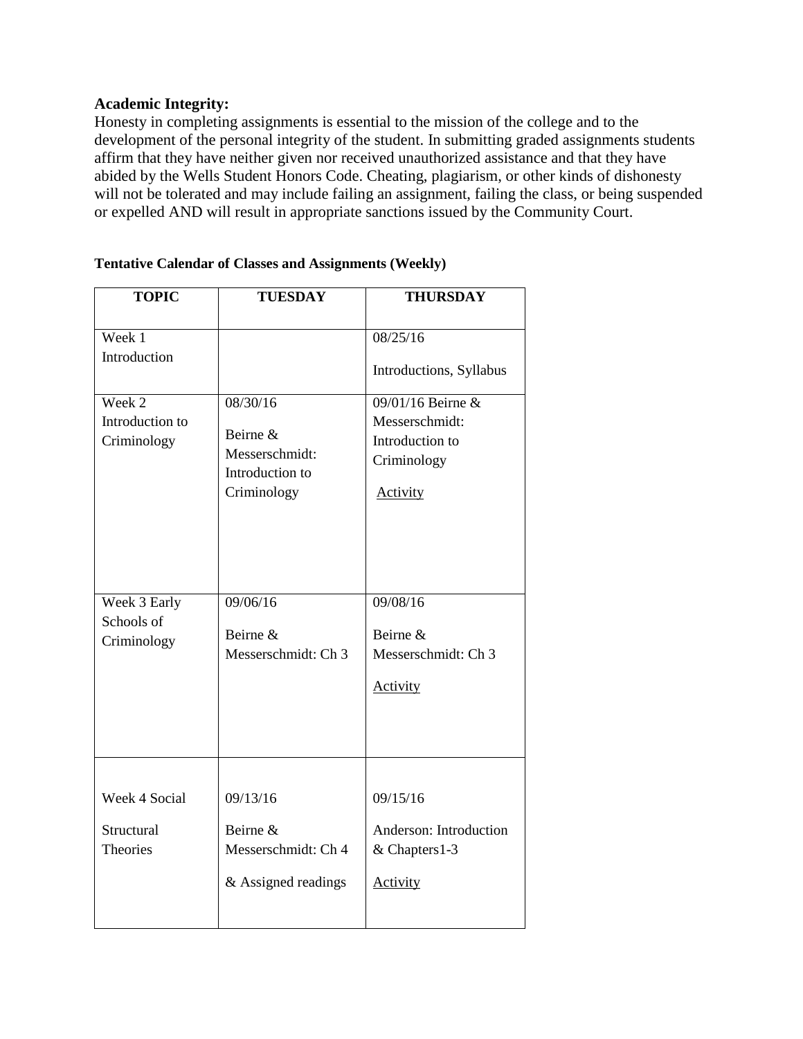**Academic Integrity:**

Honesty in completing assignments is essential to the mission of the college and to the development of the personal integrity of the student. In submitting graded assignments students affirm that they have neither given nor received unauthorized assistance and that they have abided by the Wells Student Honors Code. Cheating, plagiarism, or other kinds of dishonesty will not be tolerated and may include failing an assignment, failing the class, or being suspended or expelled AND will result in appropriate sanctions issued by the Community Court.

**Tentative Calendar of Classes and Assignments (Weekly)**

| TOPIC | TUESDAY | THURSDAY |
|---|---|---|
| Week 1 Introduction | | 08/25/16 Introductions, Syllabus |
| Week 2 Introduction to Criminology | 08/30/16 Beirne & Messerschmidt: Introduction to Criminology | 09/01/16 Beirne & Messerschmidt: Introduction to Criminology Activity |
| Week 3 Early Schools of Criminology | 09/06/16 Beirne & Messerschmidt: Ch 3 | 09/08/16 Beirne & Messerschmidt: Ch 3 Activity |
| Week 4 Social Structural Theories | 09/13/16 Beirne & Messerschmidt: Ch 4 & Assigned readings | 09/15/16 Anderson: Introduction & Chapters1-3 Activity |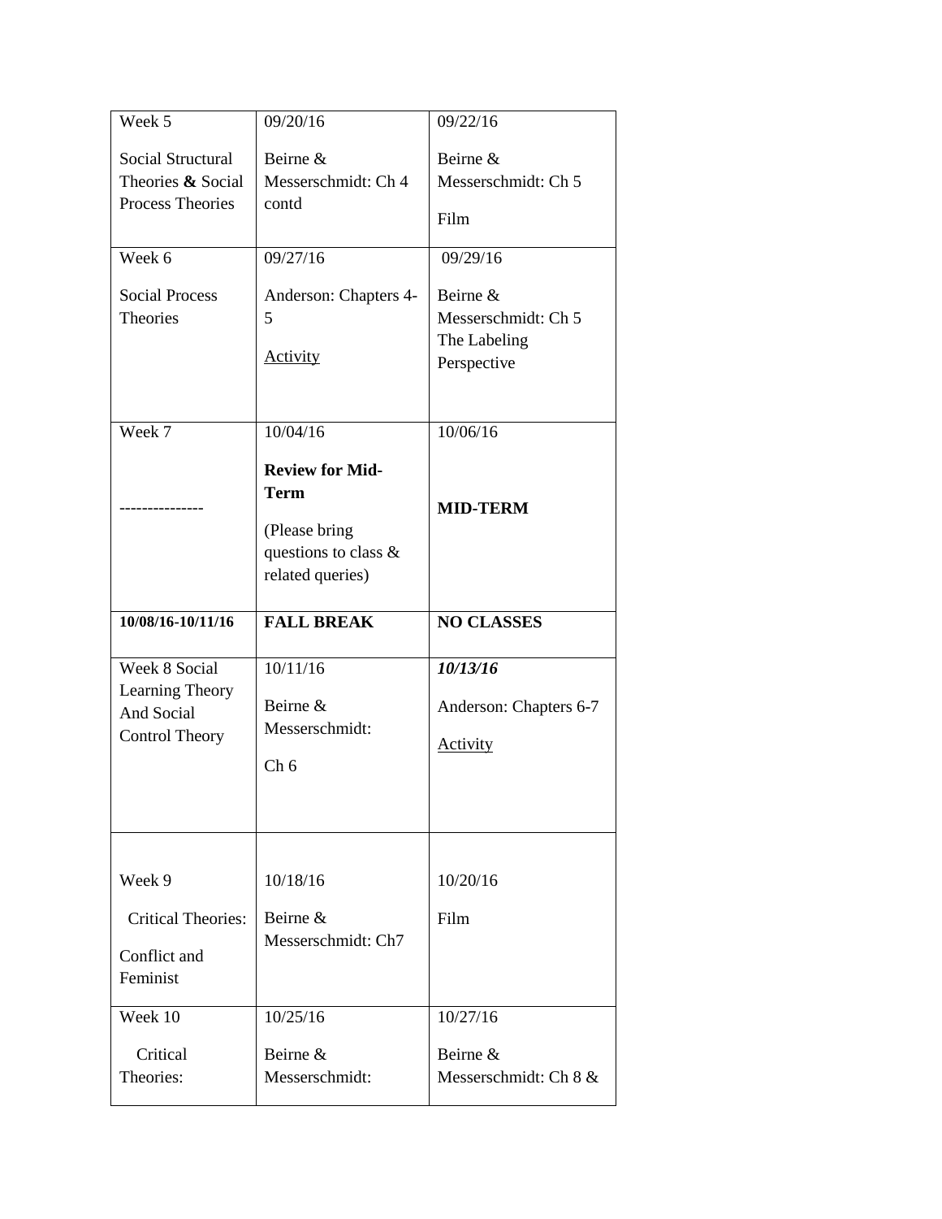| Week 5<br><br>Social Structural Theories **&** Social Process Theories | 09/20/16<br><br>Beirne & Messerschmidt: Ch 4 contd | 09/22/16<br><br>Beirne & Messerschmidt: Ch 5<br><br>Film |
|---|---|---|
| Week 6<br><br>Social Process Theories | 09/27/16<br><br>Anderson: Chapters 4-5<br><br>Activity | 09/29/16<br><br>Beirne & Messerschmidt: Ch 5 The Labeling Perspective |
| Week 7<br><br>--------------- | 10/04/16<br><br>**Review for Mid-Term**<br><br>(Please bring questions to class & related queries) | 10/06/16<br><br>**MID-TERM** |
| **10/08/16-10/11/16** | **FALL BREAK** | **NO CLASSES** |
| Week 8 Social Learning Theory And Social Control Theory | 10/11/16<br><br>Beirne & Messerschmidt:<br><br>Ch 6 | ***10/13/16***<br><br>Anderson: Chapters 6-7<br><br>Activity |
| Week 9<br><br>Critical Theories:<br><br>Conflict and Feminist | 10/18/16<br><br>Beirne & Messerschmidt: Ch7 | 10/20/16<br><br>Film |
| Week 10<br><br>Critical Theories: | 10/25/16<br><br>Beirne & Messerschmidt: | 10/27/16<br><br>Beirne & Messerschmidt: Ch 8 & |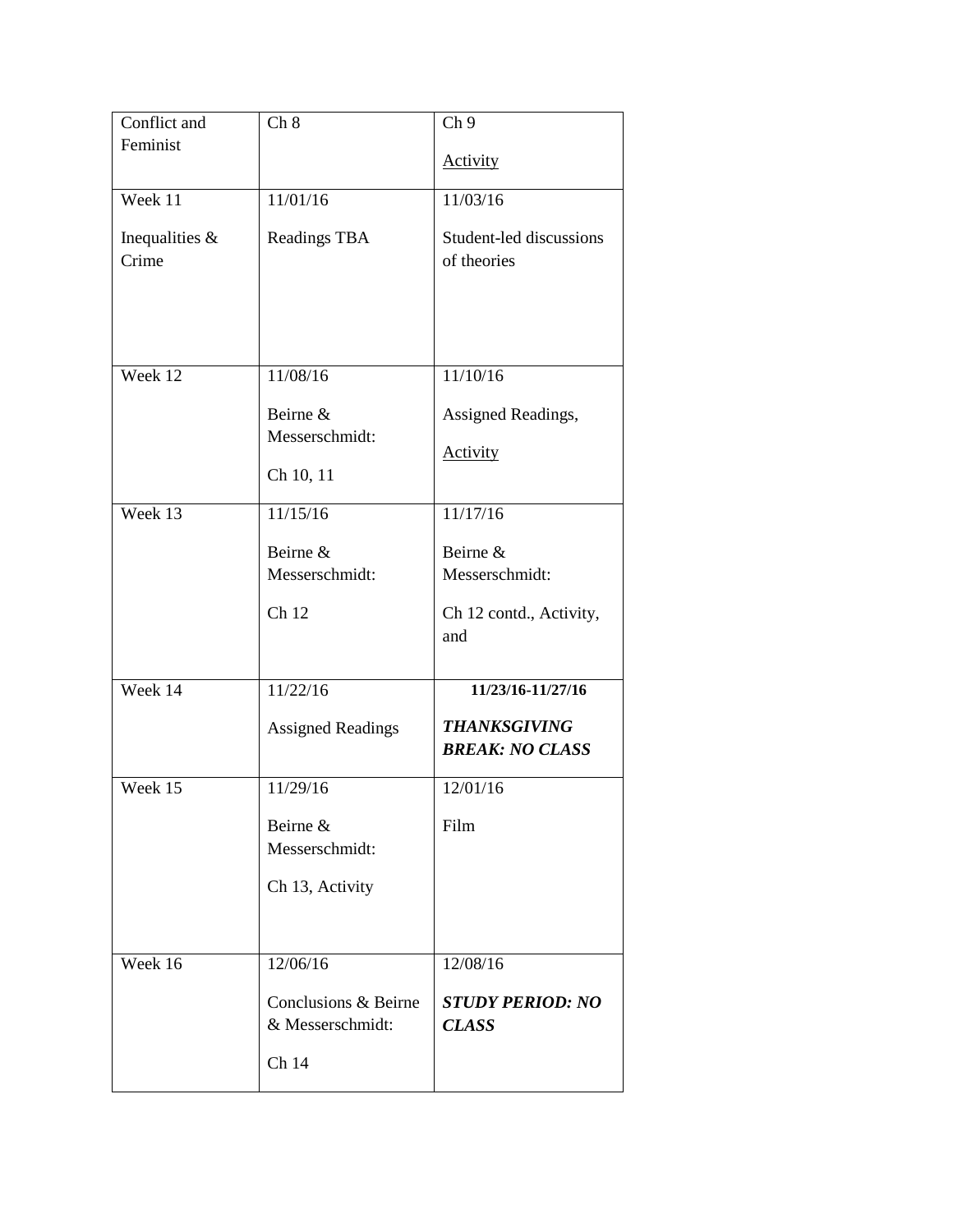| Conflict and Feminist | Ch 8 | Ch 9<br><br><u>Activity</u> |
|---|---|---|
| Week 11<br><br>Inequalities & Crime | 11/01/16<br><br>Readings TBA | 11/03/16<br><br>Student-led discussions of theories |
| Week 12 | 11/08/16<br><br>Beirne & Messerschmidt:<br><br>Ch 10, 11 | 11/10/16<br><br>Assigned Readings,<br><br><u>Activity</u> |
| Week 13 | 11/15/16<br><br>Beirne & Messerschmidt:<br><br>Ch 12 | 11/17/16<br><br>Beirne & Messerschmidt:<br><br>Ch 12 contd., Activity, and |
| Week 14 | 11/22/16<br><br>Assigned Readings | **11/23/16-11/27/16**<br><br>***THANKSGIVING BREAK: NO CLASS*** |
| Week 15 | 11/29/16<br><br>Beirne & Messerschmidt:<br><br>Ch 13, Activity | 12/01/16<br><br>Film |
| Week 16 | 12/06/16<br><br>Conclusions & Beirne & Messerschmidt:<br><br>Ch 14 | 12/08/16<br><br>***STUDY PERIOD: NO CLASS*** |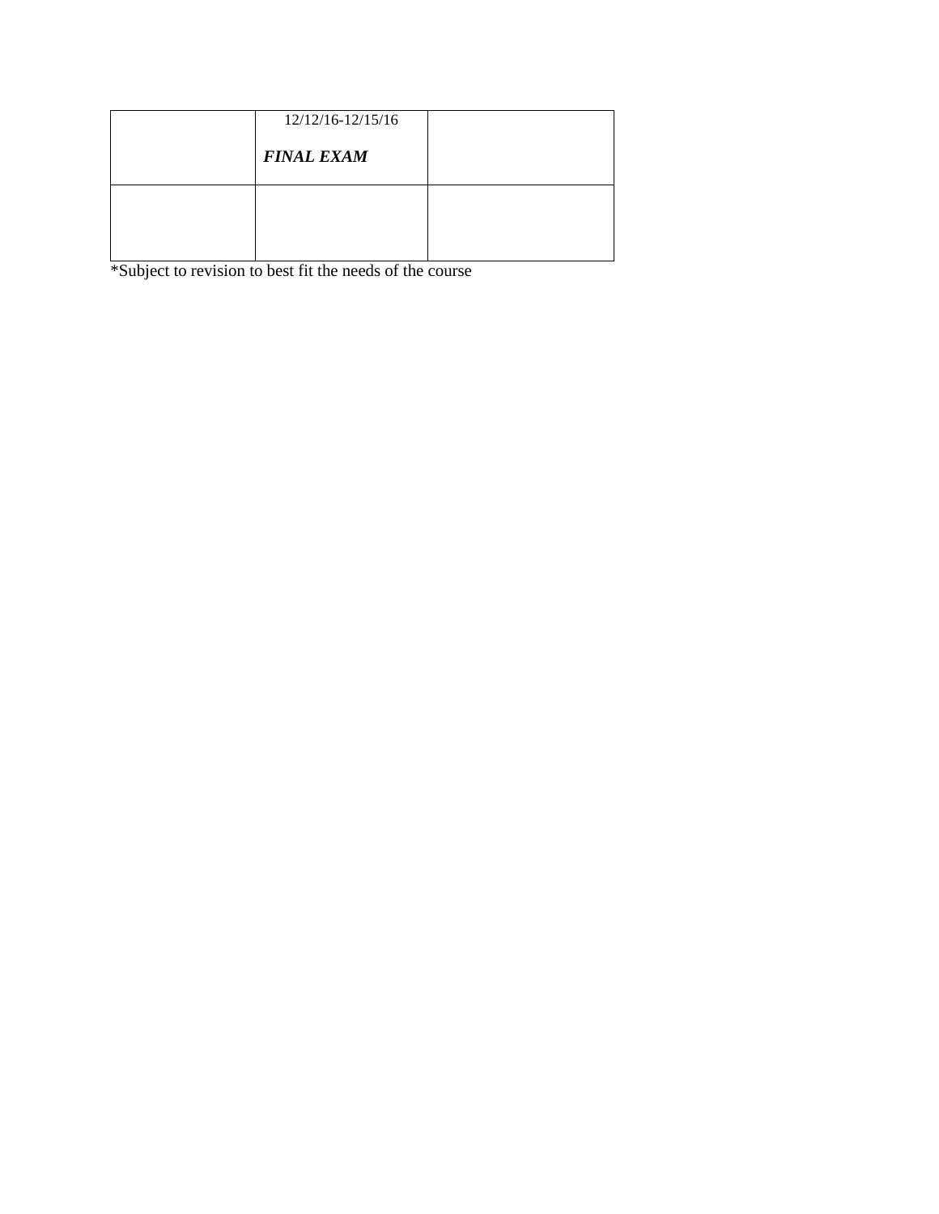| | | |
|---|---|---|
| | 12/12/16-12/15/16<br><br>***FINAL EXAM*** | |
| | | |

*Subject to revision to best fit the needs of the course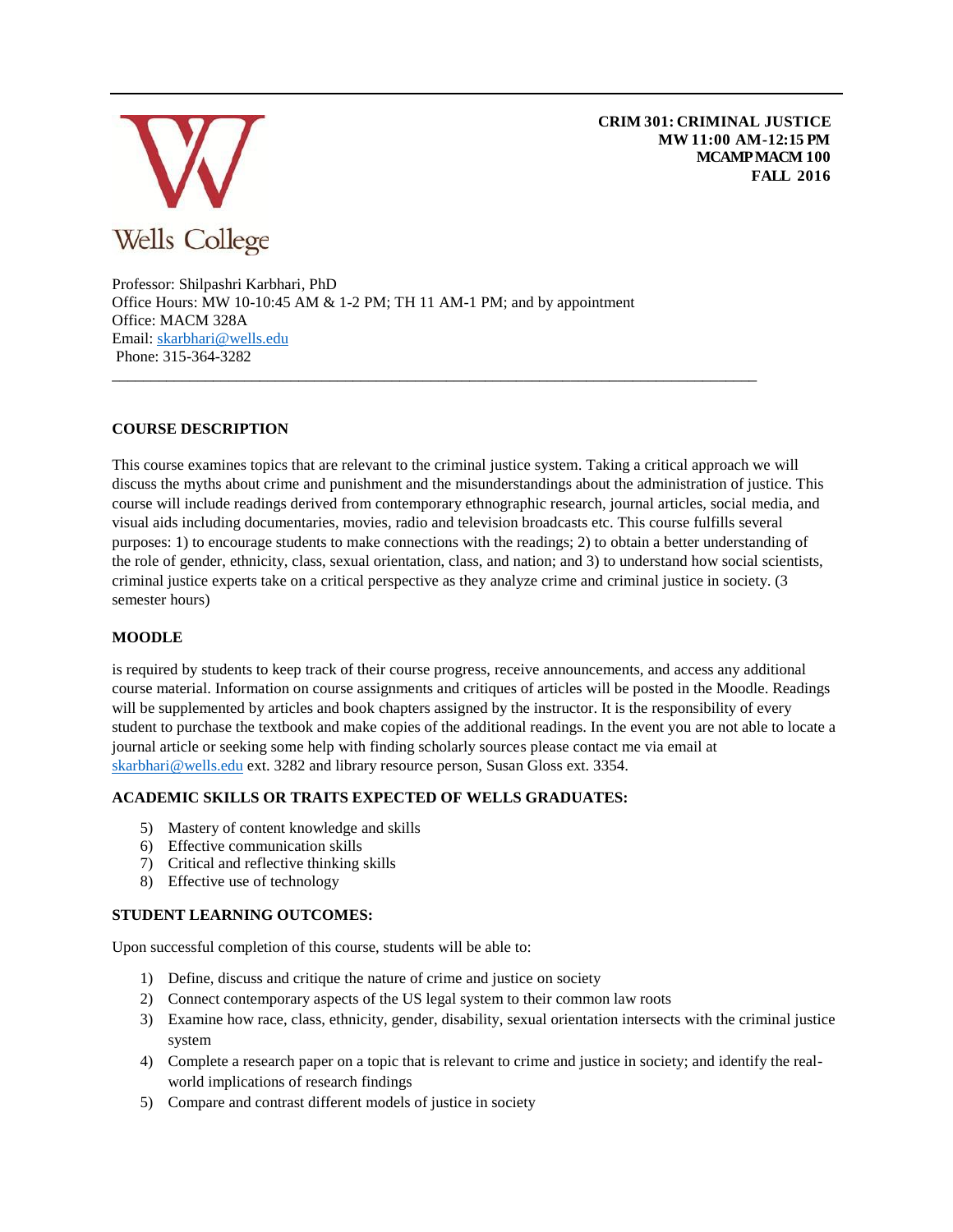Wells College

**CRIM 301: CRIMINAL JUSTICE**
**MW 11:00 AM-12:15 PM**
**MCAMP MACM 100**
**FALL 2016**

Professor: Shilpashri Karbhari, PhD
Office Hours: MW 10-10:45 AM & 1-2 PM; TH 11 AM-1 PM; and by appointment
Office: MACM 328A
Email: skarbhari@wells.edu
Phone: 315-364-3282

---

### COURSE DESCRIPTION

This course examines topics that are relevant to the criminal justice system. Taking a critical approach we will discuss the myths about crime and punishment and the misunderstandings about the administration of justice. This course will include readings derived from contemporary ethnographic research, journal articles, social media, and visual aids including documentaries, movies, radio and television broadcasts etc. This course fulfills several purposes: 1) to encourage students to make connections with the readings; 2) to obtain a better understanding of the role of gender, ethnicity, class, sexual orientation, class, and nation; and 3) to understand how social scientists, criminal justice experts take on a critical perspective as they analyze crime and criminal justice in society. (3 semester hours)

### MOODLE

is required by students to keep track of their course progress, receive announcements, and access any additional course material. Information on course assignments and critiques of articles will be posted in the Moodle. Readings will be supplemented by articles and book chapters assigned by the instructor. It is the responsibility of every student to purchase the textbook and make copies of the additional readings. In the event you are not able to locate a journal article or seeking some help with finding scholarly sources please contact me via email at skarbhari@wells.edu ext. 3282 and library resource person, Susan Gloss ext. 3354.

### ACADEMIC SKILLS OR TRAITS EXPECTED OF WELLS GRADUATES:

5) Mastery of content knowledge and skills
6) Effective communication skills
7) Critical and reflective thinking skills
8) Effective use of technology

### STUDENT LEARNING OUTCOMES:

Upon successful completion of this course, students will be able to:

1) Define, discuss and critique the nature of crime and justice on society
2) Connect contemporary aspects of the US legal system to their common law roots
3) Examine how race, class, ethnicity, gender, disability, sexual orientation intersects with the criminal justice system
4) Complete a research paper on a topic that is relevant to crime and justice in society; and identify the real-world implications of research findings
5) Compare and contrast different models of justice in society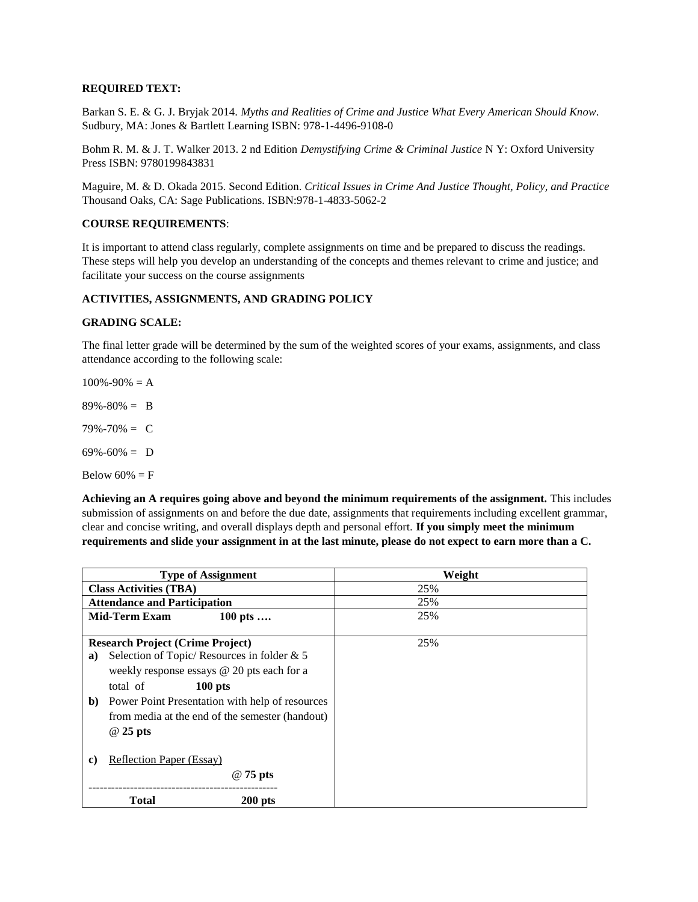**REQUIRED TEXT:**

Barkan S. E. & G. J. Bryjak 2014. *Myths and Realities of Crime and Justice What Every American Should Know*. Sudbury, MA: Jones & Bartlett Learning ISBN: 978-1-4496-9108-0

Bohm R. M. & J. T. Walker 2013. 2 nd Edition *Demystifying Crime & Criminal Justice* N Y: Oxford University Press ISBN: 9780199843831

Maguire, M. & D. Okada 2015. Second Edition. *Critical Issues in Crime And Justice Thought, Policy, and Practice* Thousand Oaks, CA: Sage Publications. ISBN:978-1-4833-5062-2

**COURSE REQUIREMENTS**:

It is important to attend class regularly, complete assignments on time and be prepared to discuss the readings. These steps will help you develop an understanding of the concepts and themes relevant to crime and justice; and facilitate your success on the course assignments

**ACTIVITIES, ASSIGNMENTS, AND GRADING POLICY**

**GRADING SCALE:**

The final letter grade will be determined by the sum of the weighted scores of your exams, assignments, and class attendance according to the following scale:

100%-90% = A

89%-80% = B

79%-70% = C

69%-60% = D

Below 60% = F

**Achieving an A requires going above and beyond the minimum requirements of the assignment.** This includes submission of assignments on and before the due date, assignments that requirements including excellent grammar, clear and concise writing, and overall displays depth and personal effort. **If you simply meet the minimum requirements and slide your assignment in at the last minute, please do not expect to earn more than a C.**

| **Type of Assignment** | **Weight** |
|---|---|
| **Class Activities (TBA)** | 25% |
| **Attendance and Participation** | 25% |
| **Mid-Term Exam** **100 pts ….** | 25% |
| **Research Project (Crime Project)**<br>**a)** Selection of Topic/ Resources in folder & 5 weekly response essays @ 20 pts each for a total of **100 pts**<br>**b)** Power Point Presentation with help of resources from media at the end of the semester (handout) @ **25 pts**<br>**c)** Reflection Paper (Essay) @ **75 pts**<br>--------------------------------------------------<br>**Total** **200 pts** | 25% |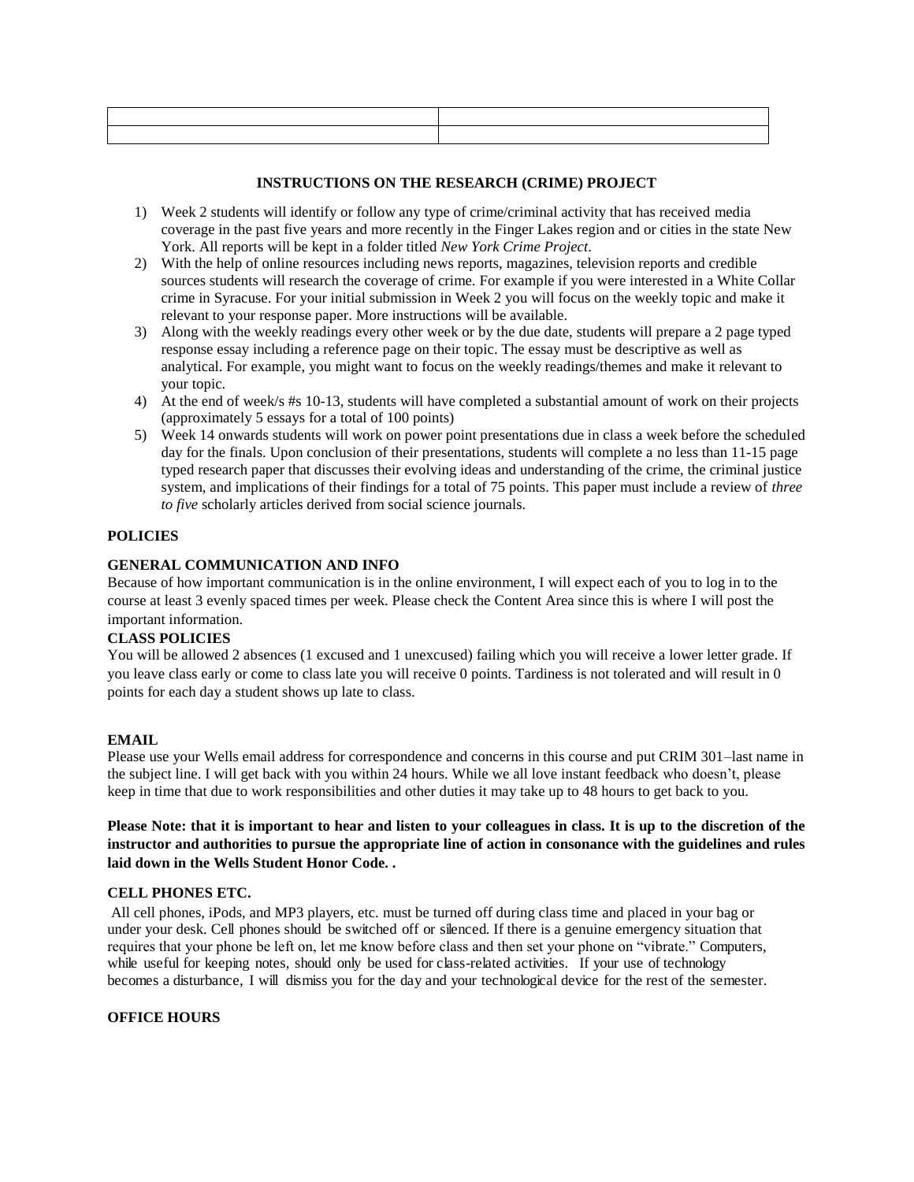| | |
|---|---|
| | |

**INSTRUCTIONS ON THE RESEARCH (CRIME) PROJECT**

1) Week 2 students will identify or follow any type of crime/criminal activity that has received media coverage in the past five years and more recently in the Finger Lakes region and or cities in the state New York. All reports will be kept in a folder titled *New York Crime Project*.
2) With the help of online resources including news reports, magazines, television reports and credible sources students will research the coverage of crime. For example if you were interested in a White Collar crime in Syracuse. For your initial submission in Week 2 you will focus on the weekly topic and make it relevant to your response paper. More instructions will be available.
3) Along with the weekly readings every other week or by the due date, students will prepare a 2 page typed response essay including a reference page on their topic. The essay must be descriptive as well as analytical. For example, you might want to focus on the weekly readings/themes and make it relevant to your topic.
4) At the end of week/s #s 10-13, students will have completed a substantial amount of work on their projects (approximately 5 essays for a total of 100 points)
5) Week 14 onwards students will work on power point presentations due in class a week before the scheduled day for the finals. Upon conclusion of their presentations, students will complete a no less than 11-15 page typed research paper that discusses their evolving ideas and understanding of the crime, the criminal justice system, and implications of their findings for a total of 75 points. This paper must include a review of *three to five* scholarly articles derived from social science journals.

**POLICIES**

**GENERAL COMMUNICATION AND INFO**

Because of how important communication is in the online environment, I will expect each of you to log in to the course at least 3 evenly spaced times per week. Please check the Content Area since this is where I will post the important information.

**CLASS POLICIES**

You will be allowed 2 absences (1 excused and 1 unexcused) failing which you will receive a lower letter grade. If you leave class early or come to class late you will receive 0 points. Tardiness is not tolerated and will result in 0 points for each day a student shows up late to class.

**EMAIL**

Please use your Wells email address for correspondence and concerns in this course and put CRIM 301–last name in the subject line. I will get back with you within 24 hours. While we all love instant feedback who doesn't, please keep in time that due to work responsibilities and other duties it may take up to 48 hours to get back to you.

**Please Note: that it is important to hear and listen to your colleagues in class. It is up to the discretion of the instructor and authorities to pursue the appropriate line of action in consonance with the guidelines and rules laid down in the Wells Student Honor Code. .**

**CELL PHONES ETC.**

All cell phones, iPods, and MP3 players, etc. must be turned off during class time and placed in your bag or under your desk. Cell phones should be switched off or silenced. If there is a genuine emergency situation that requires that your phone be left on, let me know before class and then set your phone on "vibrate." Computers, while useful for keeping notes, should only be used for class-related activities. If your use of technology becomes a disturbance, I will dismiss you for the day and your technological device for the rest of the semester.

**OFFICE HOURS**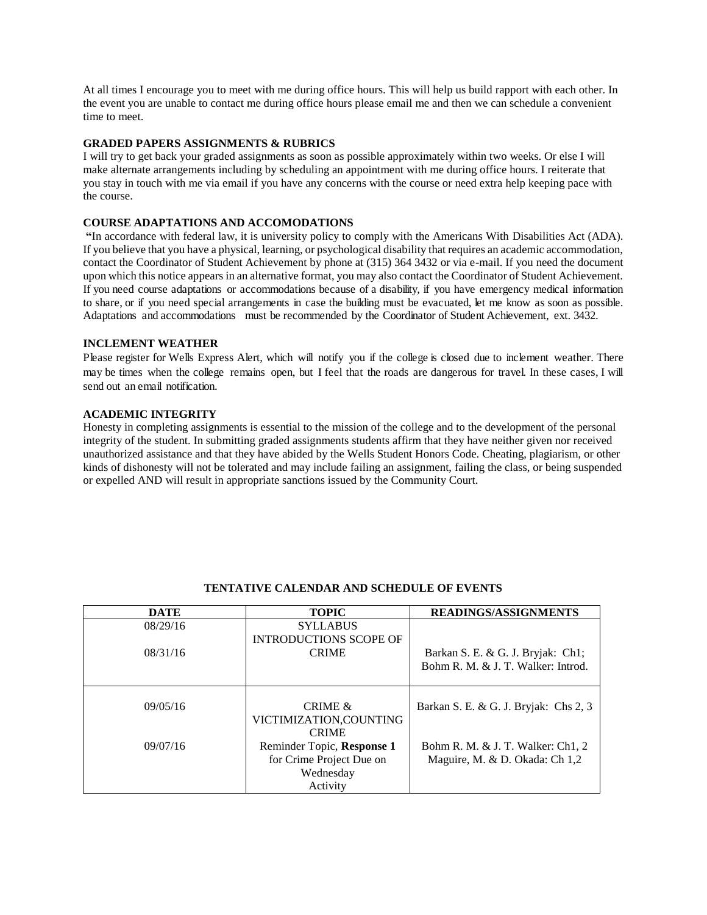At all times I encourage you to meet with me during office hours. This will help us build rapport with each other. In the event you are unable to contact me during office hours please email me and then we can schedule a convenient time to meet.

### GRADED PAPERS ASSIGNMENTS & RUBRICS

I will try to get back your graded assignments as soon as possible approximately within two weeks. Or else I will make alternate arrangements including by scheduling an appointment with me during office hours. I reiterate that you stay in touch with me via email if you have any concerns with the course or need extra help keeping pace with the course.

### COURSE ADAPTATIONS AND ACCOMODATIONS

"In accordance with federal law, it is university policy to comply with the Americans With Disabilities Act (ADA). If you believe that you have a physical, learning, or psychological disability that requires an academic accommodation, contact the Coordinator of Student Achievement by phone at (315) 364 3432 or via e-mail. If you need the document upon which this notice appears in an alternative format, you may also contact the Coordinator of Student Achievement. If you need course adaptations or accommodations because of a disability, if you have emergency medical information to share, or if you need special arrangements in case the building must be evacuated, let me know as soon as possible. Adaptations and accommodations must be recommended by the Coordinator of Student Achievement, ext. 3432.

### INCLEMENT WEATHER

Please register for Wells Express Alert, which will notify you if the college is closed due to inclement weather. There may be times when the college remains open, but I feel that the roads are dangerous for travel. In these cases, I will send out an email notification.

### ACADEMIC INTEGRITY

Honesty in completing assignments is essential to the mission of the college and to the development of the personal integrity of the student. In submitting graded assignments students affirm that they have neither given nor received unauthorized assistance and that they have abided by the Wells Student Honors Code. Cheating, plagiarism, or other kinds of dishonesty will not be tolerated and may include failing an assignment, failing the class, or being suspended or expelled AND will result in appropriate sanctions issued by the Community Court.

### TENTATIVE CALENDAR AND SCHEDULE OF EVENTS

| DATE | TOPIC | READINGS/ASSIGNMENTS |
|---|---|---|
| 08/29/16 | SYLLABUS | |
| 08/31/16 | INTRODUCTIONS SCOPE OF CRIME | Barkan S. E. & G. J. Bryjak: Ch1; Bohm R. M. & J. T. Walker: Introd. |
| 09/05/16 | CRIME & VICTIMIZATION,COUNTING CRIME | Barkan S. E. & G. J. Bryjak: Chs 2, 3 |
| 09/07/16 | Reminder Topic, **Response 1** for Crime Project Due on Wednesday Activity | Bohm R. M. & J. T. Walker: Ch1, 2 Maguire, M. & D. Okada: Ch 1,2 |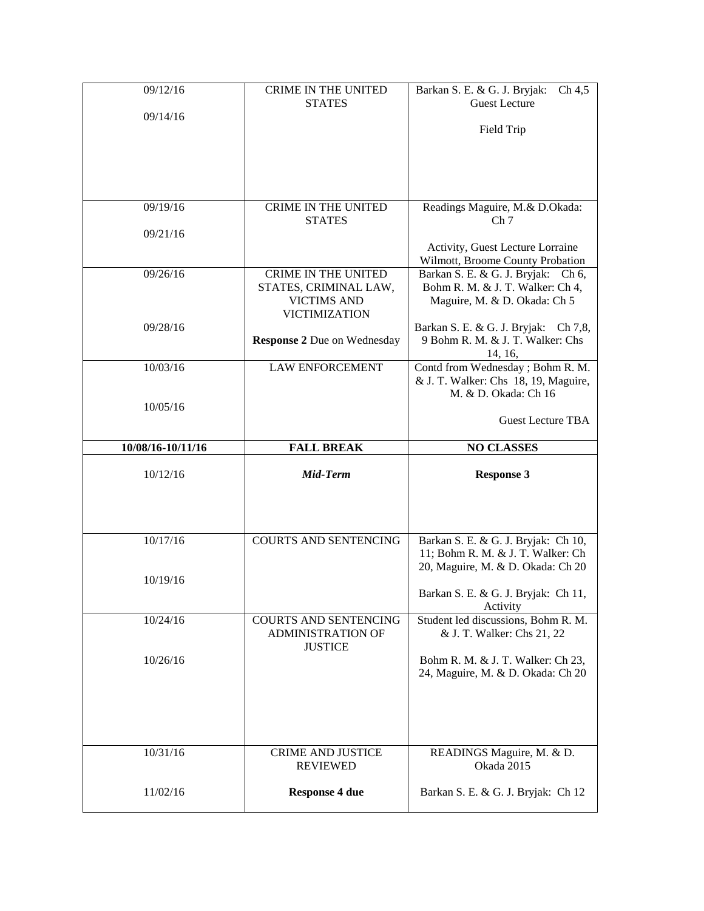| | | |
|---|---|---|
| 09/12/16<br><br>09/14/16 | CRIME IN THE UNITED STATES | Barkan S. E. & G. J. Bryjak: Ch 4,5 Guest Lecture<br><br>Field Trip |
| 09/19/16<br><br>09/21/16 | CRIME IN THE UNITED STATES | Readings Maguire, M.& D.Okada: Ch 7<br><br>Activity, Guest Lecture Lorraine Wilmott, Broome County Probation |
| 09/26/16<br><br>09/28/16 | CRIME IN THE UNITED STATES, CRIMINAL LAW, VICTIMS AND VICTIMIZATION<br><br>**Response 2** Due on Wednesday | Barkan S. E. & G. J. Bryjak: Ch 6, Bohm R. M. & J. T. Walker: Ch 4, Maguire, M. & D. Okada: Ch 5<br><br>Barkan S. E. & G. J. Bryjak: Ch 7,8, 9 Bohm R. M. & J. T. Walker: Chs 14, 16, |
| 10/03/16<br><br>10/05/16 | LAW ENFORCEMENT | Contd from Wednesday ; Bohm R. M. & J. T. Walker: Chs 18, 19, Maguire, M. & D. Okada: Ch 16<br><br>Guest Lecture TBA |
| **10/08/16-10/11/16** | **FALL BREAK** | **NO CLASSES** |
| 10/12/16 | ***Mid-Term*** | **Response 3** |
| 10/17/16<br><br>10/19/16 | COURTS AND SENTENCING | Barkan S. E. & G. J. Bryjak: Ch 10, 11; Bohm R. M. & J. T. Walker: Ch 20, Maguire, M. & D. Okada: Ch 20<br><br>Barkan S. E. & G. J. Bryjak: Ch 11, Activity |
| 10/24/16<br><br>10/26/16 | COURTS AND SENTENCING ADMINISTRATION OF JUSTICE | Student led discussions, Bohm R. M. & J. T. Walker: Chs 21, 22<br><br>Bohm R. M. & J. T. Walker: Ch 23, 24, Maguire, M. & D. Okada: Ch 20 |
| 10/31/16<br><br>11/02/16 | CRIME AND JUSTICE REVIEWED<br><br>**Response 4 due** | READINGS Maguire, M. & D. Okada 2015<br><br>Barkan S. E. & G. J. Bryjak: Ch 12 |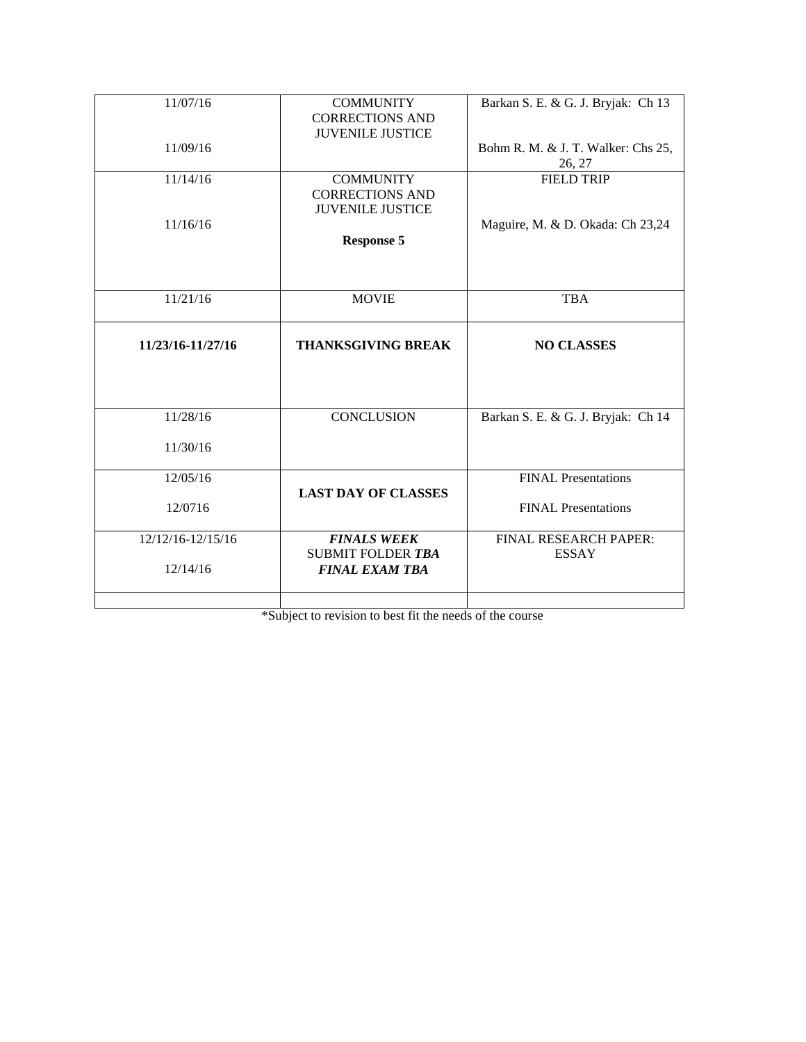| | | |
|---|---|---|
| 11/07/16<br><br>11/09/16 | COMMUNITY CORRECTIONS AND JUVENILE JUSTICE | Barkan S. E. & G. J. Bryjak: Ch 13<br><br>Bohm R. M. & J. T. Walker: Chs 25, 26, 27 |
| 11/14/16<br><br>11/16/16 | COMMUNITY CORRECTIONS AND JUVENILE JUSTICE<br><br>**Response 5** | FIELD TRIP<br><br>Maguire, M. & D. Okada: Ch 23,24 |
| 11/21/16 | MOVIE | TBA |
| **11/23/16-11/27/16** | **THANKSGIVING BREAK** | **NO CLASSES** |
| 11/28/16<br><br>11/30/16 | CONCLUSION | Barkan S. E. & G. J. Bryjak: Ch 14 |
| 12/05/16<br><br>12/0716 | **LAST DAY OF CLASSES** | FINAL Presentations<br><br>FINAL Presentations |
| 12/12/16-12/15/16<br><br>12/14/16 | ***FINALS WEEK***<br>SUBMIT FOLDER ***TBA***<br>***FINAL EXAM TBA*** | FINAL RESEARCH PAPER: ESSAY |
| | | |

*Subject to revision to best fit the needs of the course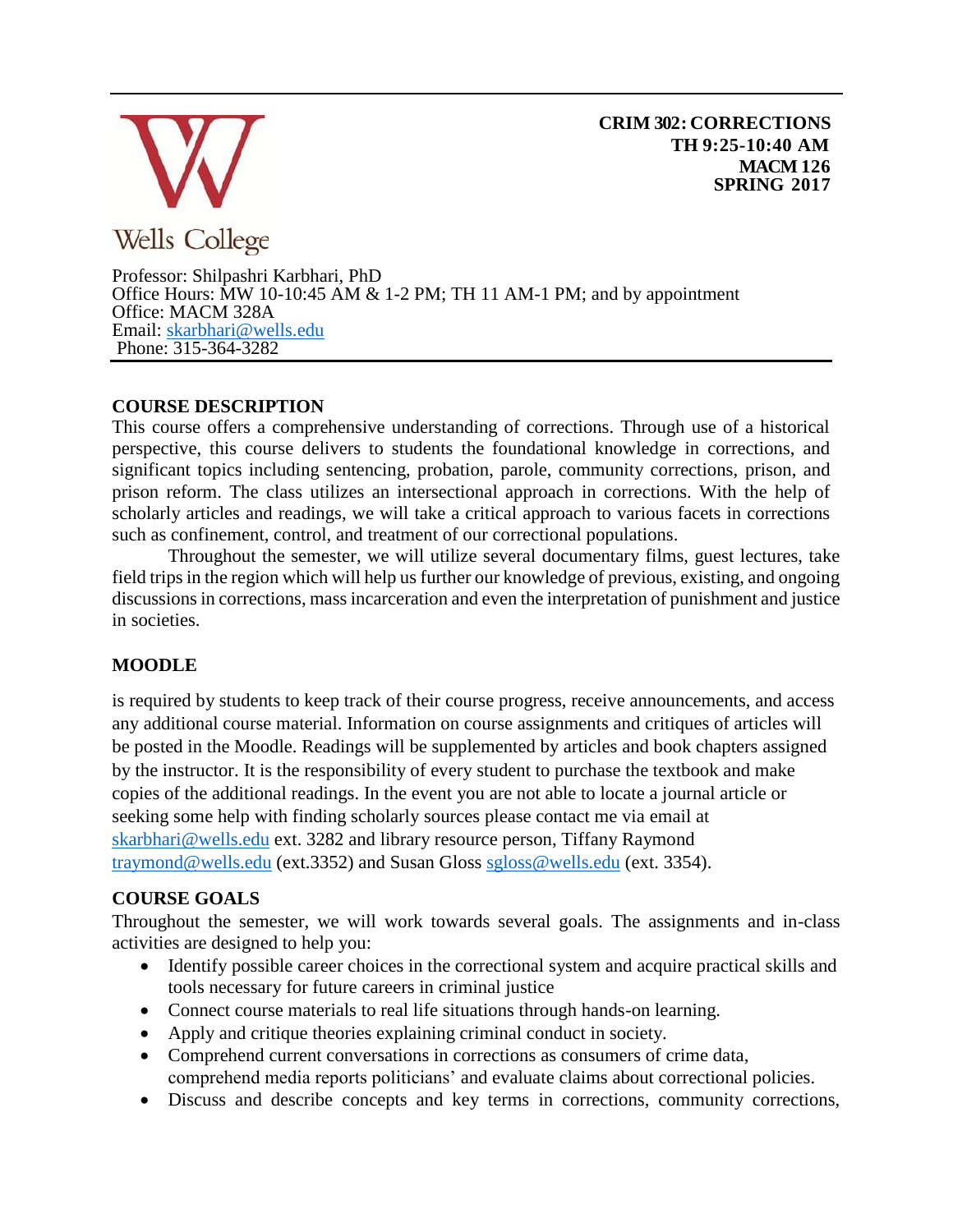**CRIM 302: CORRECTIONS**
**TH 9:25-10:40 AM**
**MACM 126**
**SPRING 2017**

Wells College

Professor: Shilpashri Karbhari, PhD
Office Hours: MW 10-10:45 AM & 1-2 PM; TH 11 AM-1 PM; and by appointment
Office: MACM 328A
Email: skarbhari@wells.edu
Phone: 315-364-3282

## COURSE DESCRIPTION

This course offers a comprehensive understanding of corrections. Through use of a historical perspective, this course delivers to students the foundational knowledge in corrections, and significant topics including sentencing, probation, parole, community corrections, prison, and prison reform. The class utilizes an intersectional approach in corrections. With the help of scholarly articles and readings, we will take a critical approach to various facets in corrections such as confinement, control, and treatment of our correctional populations.

Throughout the semester, we will utilize several documentary films, guest lectures, take field trips in the region which will help us further our knowledge of previous, existing, and ongoing discussions in corrections, mass incarceration and even the interpretation of punishment and justice in societies.

## MOODLE

is required by students to keep track of their course progress, receive announcements, and access any additional course material. Information on course assignments and critiques of articles will be posted in the Moodle. Readings will be supplemented by articles and book chapters assigned by the instructor. It is the responsibility of every student to purchase the textbook and make copies of the additional readings. In the event you are not able to locate a journal article or seeking some help with finding scholarly sources please contact me via email at skarbhari@wells.edu ext. 3282 and library resource person, Tiffany Raymond traymond@wells.edu (ext.3352) and Susan Gloss sgloss@wells.edu (ext. 3354).

## COURSE GOALS

Throughout the semester, we will work towards several goals. The assignments and in-class activities are designed to help you:

- Identify possible career choices in the correctional system and acquire practical skills and tools necessary for future careers in criminal justice
- Connect course materials to real life situations through hands-on learning.
- Apply and critique theories explaining criminal conduct in society.
- Comprehend current conversations in corrections as consumers of crime data, comprehend media reports politicians' and evaluate claims about correctional policies.
- Discuss and describe concepts and key terms in corrections, community corrections,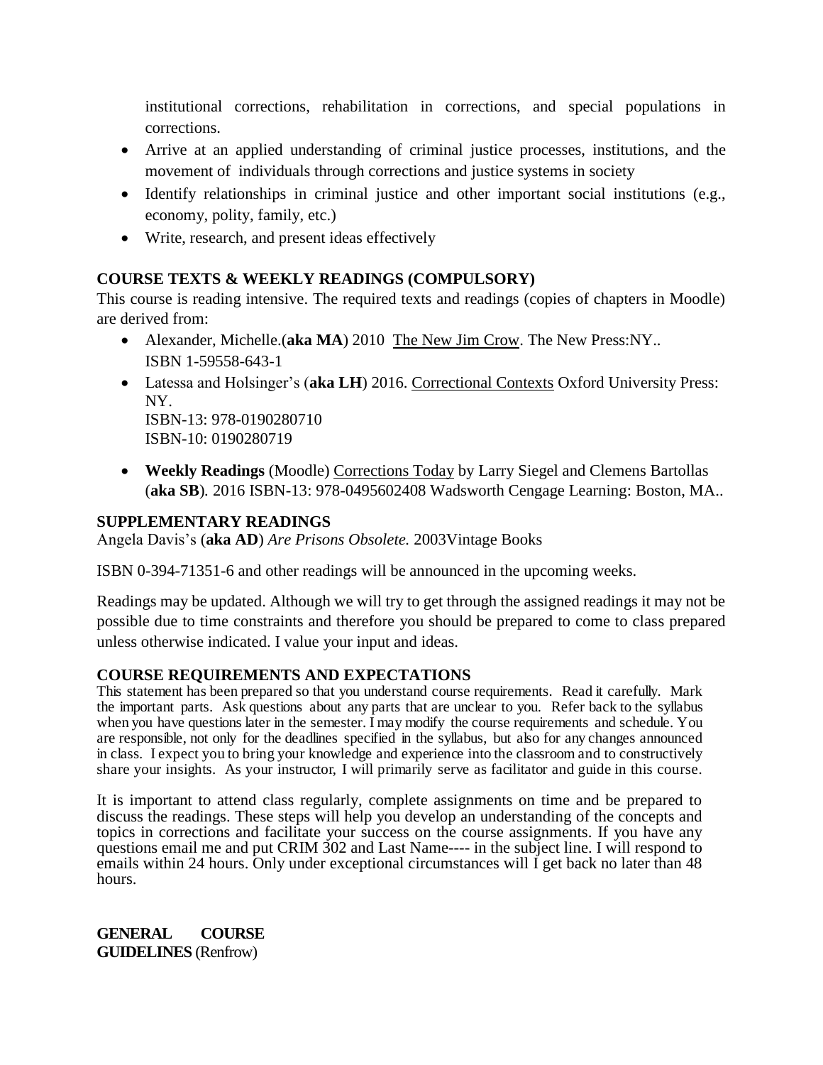institutional corrections, rehabilitation in corrections, and special populations in corrections.

- Arrive at an applied understanding of criminal justice processes, institutions, and the movement of individuals through corrections and justice systems in society
- Identify relationships in criminal justice and other important social institutions (e.g., economy, polity, family, etc.)
- Write, research, and present ideas effectively

### COURSE TEXTS & WEEKLY READINGS (COMPULSORY)

This course is reading intensive. The required texts and readings (copies of chapters in Moodle) are derived from:

- Alexander, Michelle.(**aka MA**) 2010 The New Jim Crow. The New Press:NY.. ISBN 1-59558-643-1
- Latessa and Holsinger's (**aka LH**) 2016. Correctional Contexts Oxford University Press: NY.
  ISBN-13: 978-0190280710
  ISBN-10: 0190280719
- **Weekly Readings** (Moodle) Corrections Today by Larry Siegel and Clemens Bartollas (**aka SB**). 2016 ISBN-13: 978-0495602408 Wadsworth Cengage Learning: Boston, MA..

### SUPPLEMENTARY READINGS

Angela Davis's (**aka AD**) *Are Prisons Obsolete.* 2003Vintage Books

ISBN 0-394-71351-6 and other readings will be announced in the upcoming weeks.

Readings may be updated. Although we will try to get through the assigned readings it may not be possible due to time constraints and therefore you should be prepared to come to class prepared unless otherwise indicated. I value your input and ideas.

### COURSE REQUIREMENTS AND EXPECTATIONS

This statement has been prepared so that you understand course requirements. Read it carefully. Mark the important parts. Ask questions about any parts that are unclear to you. Refer back to the syllabus when you have questions later in the semester. I may modify the course requirements and schedule. You are responsible, not only for the deadlines specified in the syllabus, but also for any changes announced in class. I expect you to bring your knowledge and experience into the classroom and to constructively share your insights. As your instructor, I will primarily serve as facilitator and guide in this course.

It is important to attend class regularly, complete assignments on time and be prepared to discuss the readings. These steps will help you develop an understanding of the concepts and topics in corrections and facilitate your success on the course assignments. If you have any questions email me and put CRIM 302 and Last Name---- in the subject line. I will respond to emails within 24 hours. Only under exceptional circumstances will I get back no later than 48 hours.

**GENERAL COURSE GUIDELINES** (Renfrow)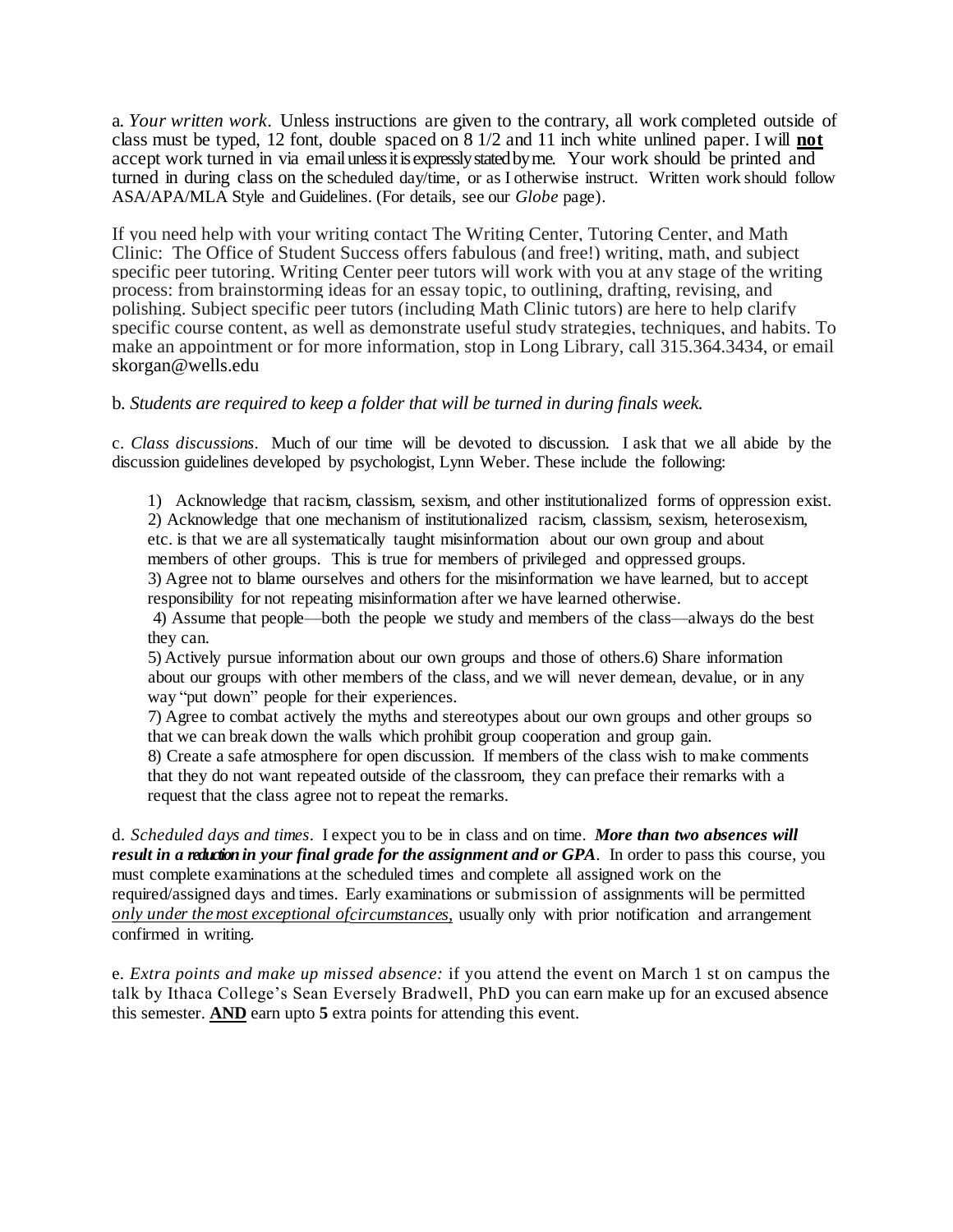a. *Your written work*. Unless instructions are given to the contrary, all work completed outside of class must be typed, 12 font, double spaced on 8 1/2 and 11 inch white unlined paper. I will **not** accept work turned in via email unless it is expressly stated by me. Your work should be printed and turned in during class on the scheduled day/time, or as I otherwise instruct. Written work should follow ASA/APA/MLA Style and Guidelines. (For details, see our *Globe* page).

If you need help with your writing contact The Writing Center, Tutoring Center, and Math Clinic: The Office of Student Success offers fabulous (and free!) writing, math, and subject specific peer tutoring. Writing Center peer tutors will work with you at any stage of the writing process: from brainstorming ideas for an essay topic, to outlining, drafting, revising, and polishing. Subject specific peer tutors (including Math Clinic tutors) are here to help clarify specific course content, as well as demonstrate useful study strategies, techniques, and habits. To make an appointment or for more information, stop in Long Library, call 315.364.3434, or email skorgan@wells.edu

b. *Students are required to keep a folder that will be turned in during finals week.*

c. *Class discussions*. Much of our time will be devoted to discussion. I ask that we all abide by the discussion guidelines developed by psychologist, Lynn Weber. These include the following:

1) Acknowledge that racism, classism, sexism, and other institutionalized forms of oppression exist.
2) Acknowledge that one mechanism of institutionalized racism, classism, sexism, heterosexism, etc. is that we are all systematically taught misinformation about our own group and about members of other groups. This is true for members of privileged and oppressed groups.
3) Agree not to blame ourselves and others for the misinformation we have learned, but to accept responsibility for not repeating misinformation after we have learned otherwise.
4) Assume that people—both the people we study and members of the class—always do the best they can.
5) Actively pursue information about our own groups and those of others.6) Share information about our groups with other members of the class, and we will never demean, devalue, or in any way "put down" people for their experiences.
7) Agree to combat actively the myths and stereotypes about our own groups and other groups so that we can break down the walls which prohibit group cooperation and group gain.
8) Create a safe atmosphere for open discussion. If members of the class wish to make comments that they do not want repeated outside of the classroom, they can preface their remarks with a request that the class agree not to repeat the remarks.

d. *Scheduled days and times*. I expect you to be in class and on time. ***More than two absences will result in a reduction in your final grade for the assignment and or GPA***. In order to pass this course, you must complete examinations at the scheduled times and complete all assigned work on the required/assigned days and times. Early examinations or submission of assignments will be permitted *only under the most exceptional ofcircumstances,* usually only with prior notification and arrangement confirmed in writing.

e. *Extra points and make up missed absence:* if you attend the event on March 1 st on campus the talk by Ithaca College's Sean Eversely Bradwell, PhD you can earn make up for an excused absence this semester. **AND** earn upto **5** extra points for attending this event.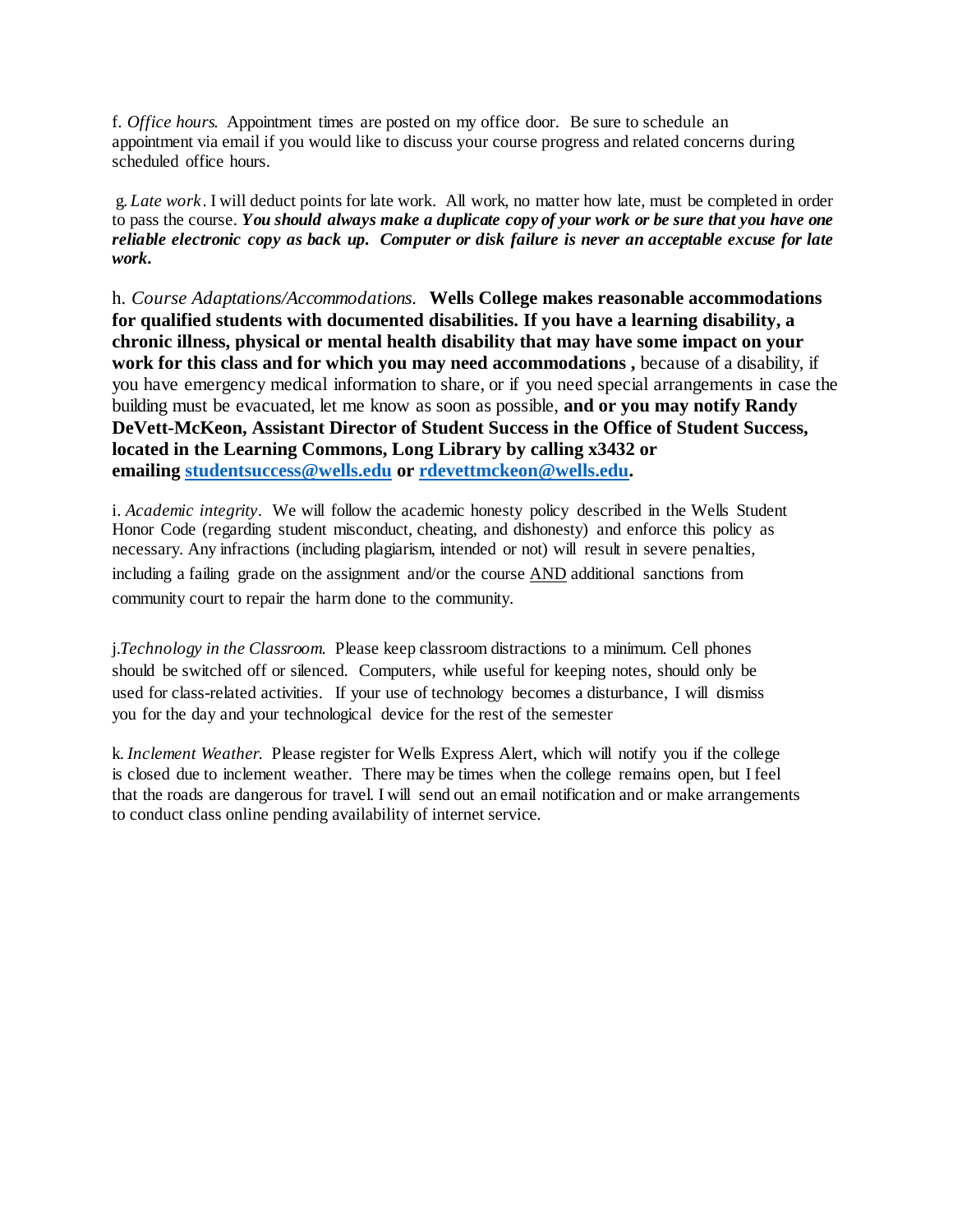f. *Office hours.* Appointment times are posted on my office door. Be sure to schedule an appointment via email if you would like to discuss your course progress and related concerns during scheduled office hours.

g. *Late work*. I will deduct points for late work. All work, no matter how late, must be completed in order to pass the course. ***You should always make a duplicate copy of your work or be sure that you have one reliable electronic copy as back up. Computer or disk failure is never an acceptable excuse for late work.***

h. *Course Adaptations/Accommodations.* **Wells College makes reasonable accommodations for qualified students with documented disabilities. If you have a learning disability, a chronic illness, physical or mental health disability that may have some impact on your work for this class and for which you may need accommodations ,** because of a disability, if you have emergency medical information to share, or if you need special arrangements in case the building must be evacuated, let me know as soon as possible, **and or you may notify Randy DeVett-McKeon, Assistant Director of Student Success in the Office of Student Success, located in the Learning Commons, Long Library by calling x3432 or emailing [studentsuccess@wells.edu](mailto:studentsuccess@wells.edu) or [rdevettmckeon@wells.edu](mailto:rdevettmckeon@wells.edu).**

i. *Academic integrity*. We will follow the academic honesty policy described in the Wells Student Honor Code (regarding student misconduct, cheating, and dishonesty) and enforce this policy as necessary. Any infractions (including plagiarism, intended or not) will result in severe penalties, including a failing grade on the assignment and/or the course <u>AND</u> additional sanctions from community court to repair the harm done to the community.

j.*Technology in the Classroom.* Please keep classroom distractions to a minimum. Cell phones should be switched off or silenced. Computers, while useful for keeping notes, should only be used for class-related activities. If your use of technology becomes a disturbance, I will dismiss you for the day and your technological device for the rest of the semester

k. *Inclement Weather.* Please register for Wells Express Alert, which will notify you if the college is closed due to inclement weather. There may be times when the college remains open, but I feel that the roads are dangerous for travel. I will send out an email notification and or make arrangements to conduct class online pending availability of internet service.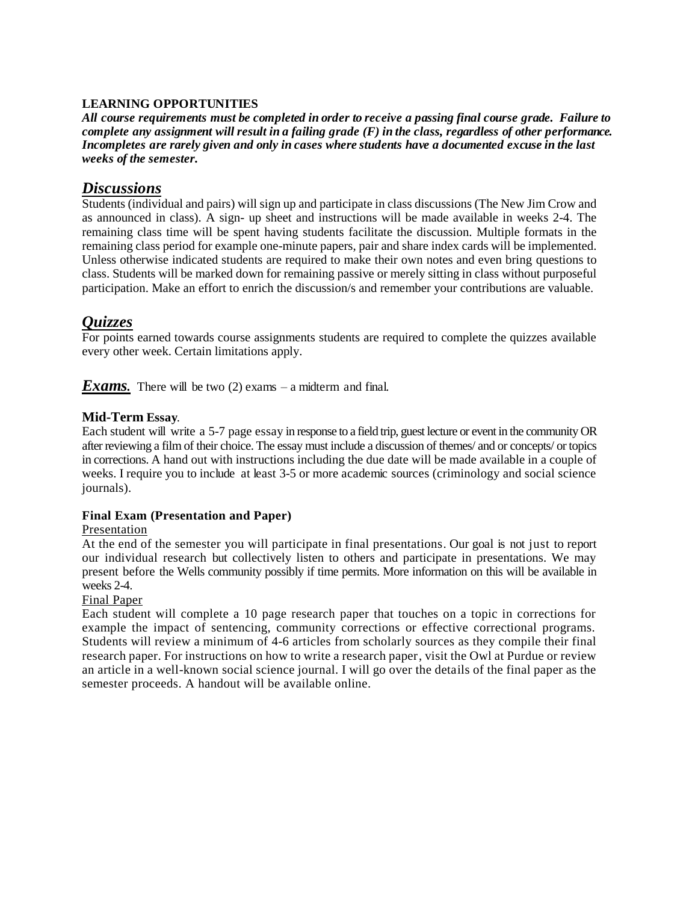**LEARNING OPPORTUNITIES**

***All course requirements must be completed in order to receive a passing final course grade. Failure to complete any assignment will result in a failing grade (F) in the class, regardless of other performance. Incompletes are rarely given and only in cases where students have a documented excuse in the last weeks of the semester.***

## ***Discussions***

Students (individual and pairs) will sign up and participate in class discussions (The New Jim Crow and as announced in class). A sign- up sheet and instructions will be made available in weeks 2-4. The remaining class time will be spent having students facilitate the discussion. Multiple formats in the remaining class period for example one-minute papers, pair and share index cards will be implemented. Unless otherwise indicated students are required to make their own notes and even bring questions to class. Students will be marked down for remaining passive or merely sitting in class without purposeful participation. Make an effort to enrich the discussion/s and remember your contributions are valuable.

## ***Quizzes***

For points earned towards course assignments students are required to complete the quizzes available every other week. Certain limitations apply.

***Exams.*** There will be two (2) exams – a midterm and final.

### **Mid-Term Essay**.

Each student will write a 5-7 page essay in response to a field trip, guest lecture or event in the community OR after reviewing a film of their choice. The essay must include a discussion of themes/ and or concepts/ or topics in corrections. A hand out with instructions including the due date will be made available in a couple of weeks. I require you to include at least 3-5 or more academic sources (criminology and social science journals).

### **Final Exam (Presentation and Paper)**

Presentation

At the end of the semester you will participate in final presentations. Our goal is not just to report our individual research but collectively listen to others and participate in presentations. We may present before the Wells community possibly if time permits. More information on this will be available in weeks 2-4.

Final Paper

Each student will complete a 10 page research paper that touches on a topic in corrections for example the impact of sentencing, community corrections or effective correctional programs. Students will review a minimum of 4-6 articles from scholarly sources as they compile their final research paper. For instructions on how to write a research paper, visit the Owl at Purdue or review an article in a well-known social science journal. I will go over the details of the final paper as the semester proceeds. A handout will be available online.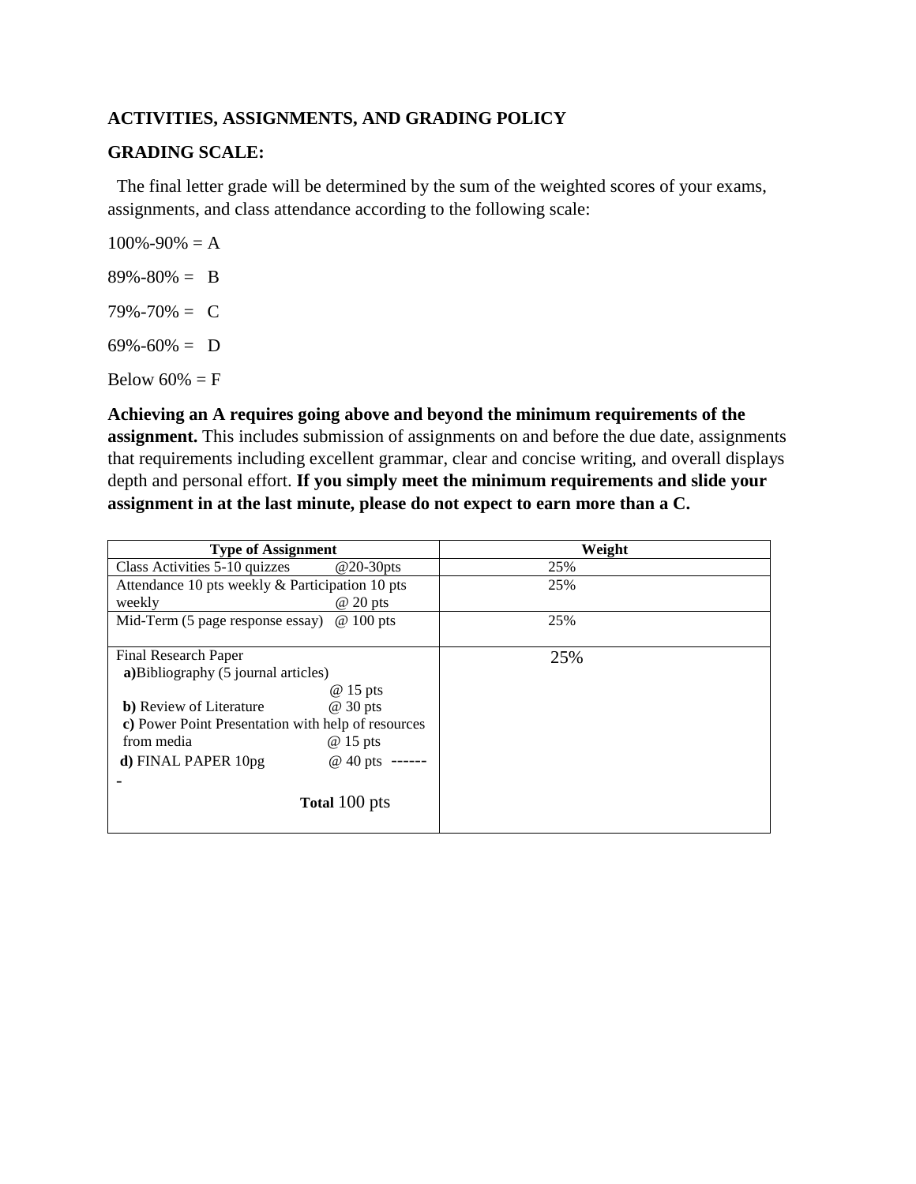**ACTIVITIES, ASSIGNMENTS, AND GRADING POLICY**

**GRADING SCALE:**

The final letter grade will be determined by the sum of the weighted scores of your exams, assignments, and class attendance according to the following scale:

100%-90% = A

89%-80% = B

79%-70% = C

69%-60% = D

Below 60% = F

**Achieving an A requires going above and beyond the minimum requirements of the assignment.** This includes submission of assignments on and before the due date, assignments that requirements including excellent grammar, clear and concise writing, and overall displays depth and personal effort. **If you simply meet the minimum requirements and slide your assignment in at the last minute, please do not expect to earn more than a C.**

| Type of Assignment | Weight |
|---|---|
| Class Activities 5-10 quizzes @20-30pts | 25% |
| Attendance 10 pts weekly & Participation 10 pts weekly @ 20 pts | 25% |
| Mid-Term (5 page response essay) @ 100 pts | 25% |
| Final Research Paper<br>**a)** Bibliography (5 journal articles) @ 15 pts<br>**b)** Review of Literature @ 30 pts<br>**c)** Power Point Presentation with help of resources from media @ 15 pts<br>**d)** FINAL PAPER 10pg @ 40 pts -------<br>**Total** 100 pts | 25% |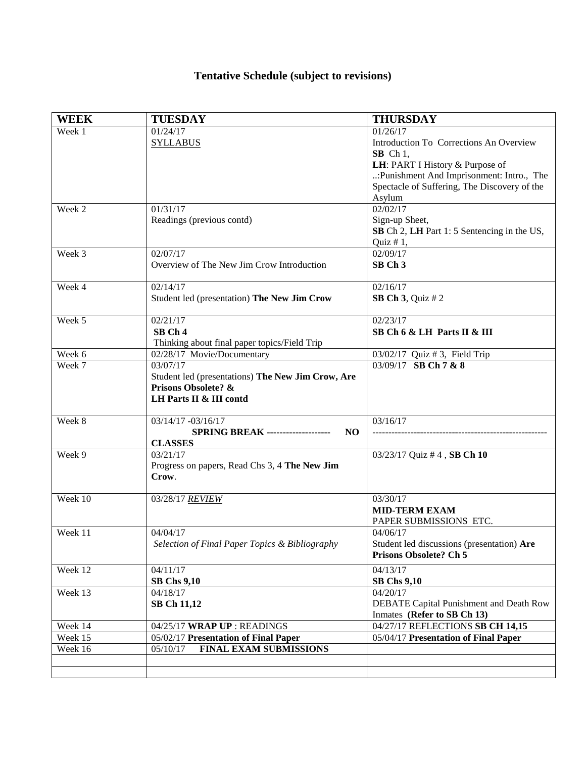# Tentative Schedule (subject to revisions)

| WEEK | TUESDAY | THURSDAY |
|---|---|---|
| Week 1 | 01/24/17 <u>SYLLABUS</u> | 01/26/17 Introduction To Corrections An Overview **SB** Ch 1, **LH**: PART I History & Purpose of ..:Punishment And Imprisonment: Intro., The Spectacle of Suffering, The Discovery of the Asylum |
| Week 2 | 01/31/17 Readings (previous contd) | 02/02/17 Sign-up Sheet, **SB** Ch 2, **LH** Part 1: 5 Sentencing in the US, Quiz # 1, |
| Week 3 | 02/07/17 Overview of The New Jim Crow Introduction | 02/09/17 **SB Ch 3** |
| Week 4 | 02/14/17 Student led (presentation) **The New Jim Crow** | 02/16/17 **SB Ch 3**, Quiz # 2 |
| Week 5 | 02/21/17 **SB Ch 4** Thinking about final paper topics/Field Trip | 02/23/17 **SB Ch 6 & LH Parts II & III** |
| Week 6 | 02/28/17 Movie/Documentary | 03/02/17 Quiz # 3, Field Trip |
| Week 7 | 03/07/17 Student led (presentations) **The New Jim Crow, Are Prisons Obsolete? & LH Parts II & III contd** | 03/09/17 **SB Ch 7 & 8** |
| Week 8 | 03/14/17 -03/16/17 **SPRING BREAK -------------------- NO CLASSES** | 03/16/17 ------------------------------------------------------- |
| Week 9 | 03/21/17 Progress on papers, Read Chs 3, 4 **The New Jim Crow**. | 03/23/17 Quiz # 4 , **SB Ch 10** |
| Week 10 | 03/28/17 ***<u>REVIEW</u>*** | 03/30/17 **MID-TERM EXAM** PAPER SUBMISSIONS ETC. |
| Week 11 | 04/04/17 *Selection of Final Paper Topics & Bibliography* | 04/06/17 Student led discussions (presentation) **Are Prisons Obsolete? Ch 5** |
| Week 12 | 04/11/17 **SB Chs 9,10** | 04/13/17 **SB Chs 9,10** |
| Week 13 | 04/18/17 **SB Ch 11,12** | 04/20/17 DEBATE Capital Punishment and Death Row Inmates **(Refer to SB Ch 13)** |
| Week 14 | 04/25/17 **WRAP UP** : READINGS | 04/27/17 REFLECTIONS **SB CH 14,15** |
| Week 15 | 05/02/17 **Presentation of Final Paper** | 05/04/17 **Presentation of Final Paper** |
| Week 16 | 05/10/17 **FINAL EXAM SUBMISSIONS** | |
| | | |
| | | |